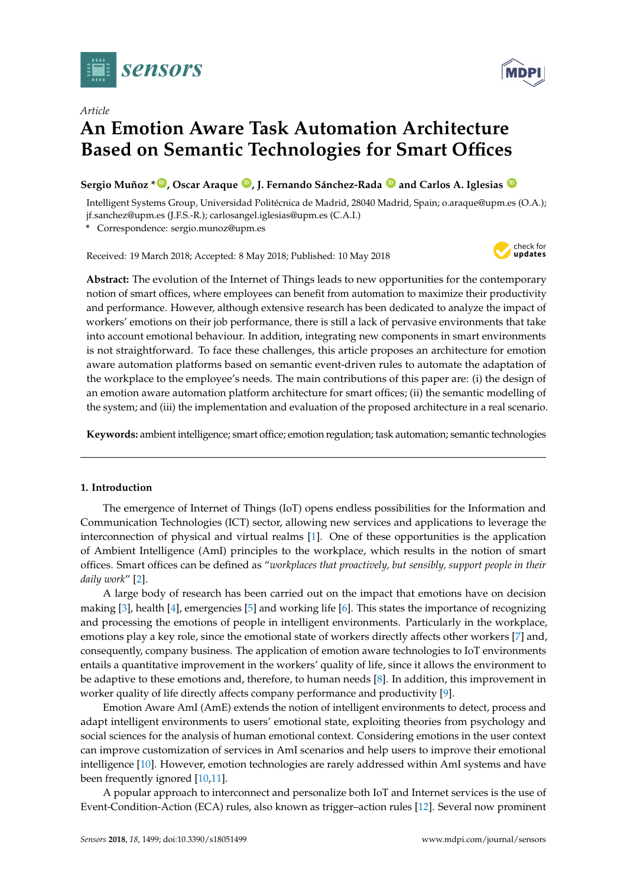Article

# An Emotion Aware Task Automation Architecture Based on Semantic Technologies for Smart Offices

**Sergio Muñoz \*, Oscar Araque, J. Fernando Sánchez-Rada and Carlos A. Iglesias**

Intelligent Systems Group, Universidad Politécnica de Madrid, 28040 Madrid, Spain; o.araque@upm.es (O.A.); jf.sanchez@upm.es (J.F.S.-R.); carlosangel.iglesias@upm.es (C.A.I.)

\* Correspondence: sergio.munoz@upm.es

Received: 19 March 2018; Accepted: 8 May 2018; Published: 10 May 2018

**Abstract:** The evolution of the Internet of Things leads to new opportunities for the contemporary notion of smart offices, where employees can benefit from automation to maximize their productivity and performance. However, although extensive research has been dedicated to analyze the impact of workers' emotions on their job performance, there is still a lack of pervasive environments that take into account emotional behaviour. In addition, integrating new components in smart environments is not straightforward. To face these challenges, this article proposes an architecture for emotion aware automation platforms based on semantic event-driven rules to automate the adaptation of the workplace to the employee's needs. The main contributions of this paper are: (i) the design of an emotion aware automation platform architecture for smart offices; (ii) the semantic modelling of the system; and (iii) the implementation and evaluation of the proposed architecture in a real scenario.

**Keywords:** ambient intelligence; smart office; emotion regulation; task automation; semantic technologies

## 1. Introduction

The emergence of Internet of Things (IoT) opens endless possibilities for the Information and Communication Technologies (ICT) sector, allowing new services and applications to leverage the interconnection of physical and virtual realms [1]. One of these opportunities is the application of Ambient Intelligence (AmI) principles to the workplace, which results in the notion of smart offices. Smart offices can be defined as "*workplaces that proactively, but sensibly, support people in their daily work*" [2].

A large body of research has been carried out on the impact that emotions have on decision making [3], health [4], emergencies [5] and working life [6]. This states the importance of recognizing and processing the emotions of people in intelligent environments. Particularly in the workplace, emotions play a key role, since the emotional state of workers directly affects other workers [7] and, consequently, company business. The application of emotion aware technologies to IoT environments entails a quantitative improvement in the workers' quality of life, since it allows the environment to be adaptive to these emotions and, therefore, to human needs [8]. In addition, this improvement in worker quality of life directly affects company performance and productivity [9].

Emotion Aware AmI (AmE) extends the notion of intelligent environments to detect, process and adapt intelligent environments to users' emotional state, exploiting theories from psychology and social sciences for the analysis of human emotional context. Considering emotions in the user context can improve customization of services in AmI scenarios and help users to improve their emotional intelligence [10]. However, emotion technologies are rarely addressed within AmI systems and have been frequently ignored [10,11].

A popular approach to interconnect and personalize both IoT and Internet services is the use of Event-Condition-Action (ECA) rules, also known as trigger–action rules [12]. Several now prominent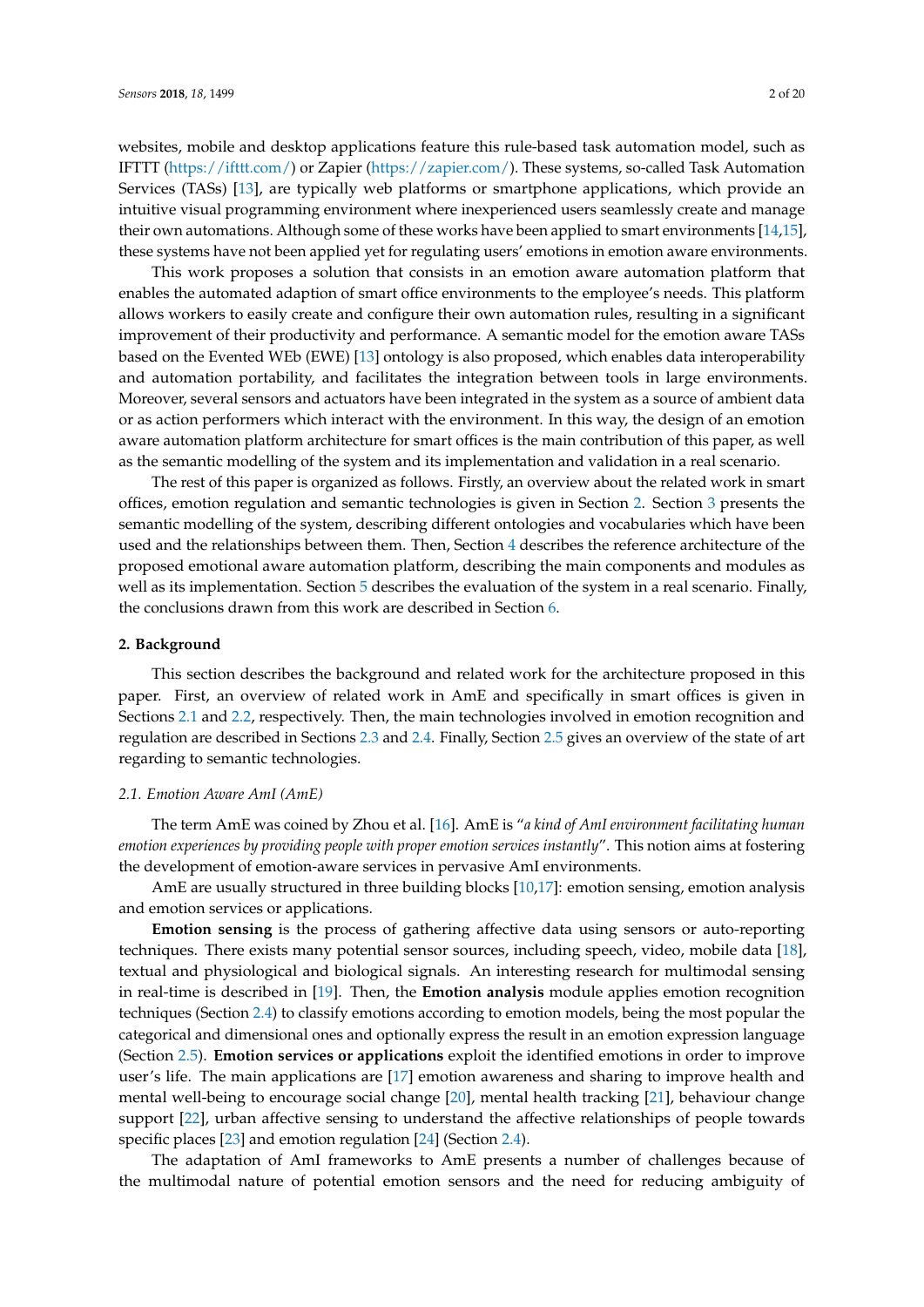websites, mobile and desktop applications feature this rule-based task automation model, such as IFTTT (https://ifttt.com/) or Zapier (https://zapier.com/). These systems, so-called Task Automation Services (TASs) [13], are typically web platforms or smartphone applications, which provide an intuitive visual programming environment where inexperienced users seamlessly create and manage their own automations. Although some of these works have been applied to smart environments [14,15], these systems have not been applied yet for regulating users' emotions in emotion aware environments.

This work proposes a solution that consists in an emotion aware automation platform that enables the automated adaption of smart office environments to the employee's needs. This platform allows workers to easily create and configure their own automation rules, resulting in a significant improvement of their productivity and performance. A semantic model for the emotion aware TASs based on the Evented WEb (EWE) [13] ontology is also proposed, which enables data interoperability and automation portability, and facilitates the integration between tools in large environments. Moreover, several sensors and actuators have been integrated in the system as a source of ambient data or as action performers which interact with the environment. In this way, the design of an emotion aware automation platform architecture for smart offices is the main contribution of this paper, as well as the semantic modelling of the system and its implementation and validation in a real scenario.

The rest of this paper is organized as follows. Firstly, an overview about the related work in smart offices, emotion regulation and semantic technologies is given in Section 2. Section 3 presents the semantic modelling of the system, describing different ontologies and vocabularies which have been used and the relationships between them. Then, Section 4 describes the reference architecture of the proposed emotional aware automation platform, describing the main components and modules as well as its implementation. Section 5 describes the evaluation of the system in a real scenario. Finally, the conclusions drawn from this work are described in Section 6.

## 2. Background

This section describes the background and related work for the architecture proposed in this paper. First, an overview of related work in AmE and specifically in smart offices is given in Sections 2.1 and 2.2, respectively. Then, the main technologies involved in emotion recognition and regulation are described in Sections 2.3 and 2.4. Finally, Section 2.5 gives an overview of the state of art regarding to semantic technologies.

### 2.1. Emotion Aware AmI (AmE)

The term AmE was coined by Zhou et al. [16]. AmE is "*a kind of AmI environment facilitating human emotion experiences by providing people with proper emotion services instantly*". This notion aims at fostering the development of emotion-aware services in pervasive AmI environments.

AmE are usually structured in three building blocks [10,17]: emotion sensing, emotion analysis and emotion services or applications.

**Emotion sensing** is the process of gathering affective data using sensors or auto-reporting techniques. There exists many potential sensor sources, including speech, video, mobile data [18], textual and physiological and biological signals. An interesting research for multimodal sensing in real-time is described in [19]. Then, the **Emotion analysis** module applies emotion recognition techniques (Section 2.4) to classify emotions according to emotion models, being the most popular the categorical and dimensional ones and optionally express the result in an emotion expression language (Section 2.5). **Emotion services or applications** exploit the identified emotions in order to improve user's life. The main applications are [17] emotion awareness and sharing to improve health and mental well-being to encourage social change [20], mental health tracking [21], behaviour change support [22], urban affective sensing to understand the affective relationships of people towards specific places [23] and emotion regulation [24] (Section 2.4).

The adaptation of AmI frameworks to AmE presents a number of challenges because of the multimodal nature of potential emotion sensors and the need for reducing ambiguity of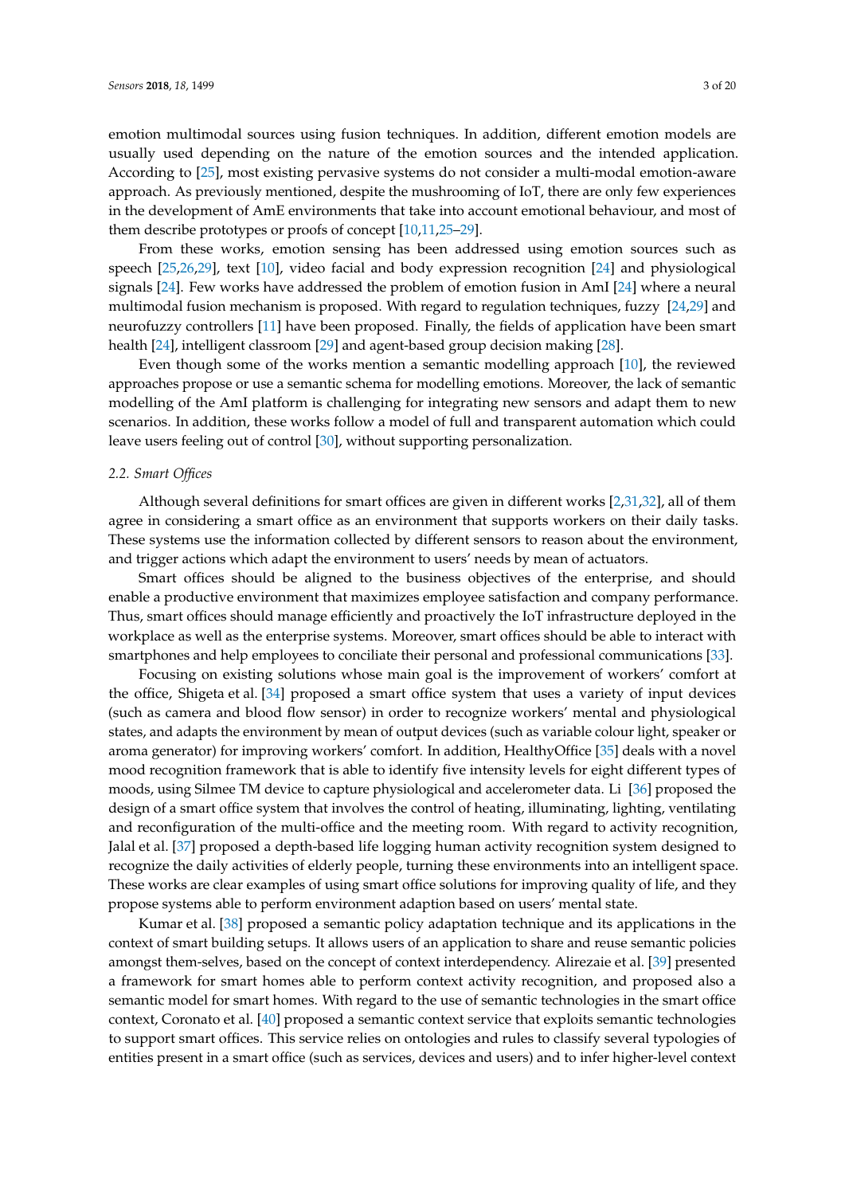emotion multimodal sources using fusion techniques. In addition, different emotion models are usually used depending on the nature of the emotion sources and the intended application. According to [25], most existing pervasive systems do not consider a multi-modal emotion-aware approach. As previously mentioned, despite the mushrooming of IoT, there are only few experiences in the development of AmE environments that take into account emotional behaviour, and most of them describe prototypes or proofs of concept [10,11,25–29].

From these works, emotion sensing has been addressed using emotion sources such as speech [25,26,29], text [10], video facial and body expression recognition [24] and physiological signals [24]. Few works have addressed the problem of emotion fusion in AmI [24] where a neural multimodal fusion mechanism is proposed. With regard to regulation techniques, fuzzy [24,29] and neurofuzzy controllers [11] have been proposed. Finally, the fields of application have been smart health [24], intelligent classroom [29] and agent-based group decision making [28].

Even though some of the works mention a semantic modelling approach [10], the reviewed approaches propose or use a semantic schema for modelling emotions. Moreover, the lack of semantic modelling of the AmI platform is challenging for integrating new sensors and adapt them to new scenarios. In addition, these works follow a model of full and transparent automation which could leave users feeling out of control [30], without supporting personalization.

### 2.2. Smart Offices

Although several definitions for smart offices are given in different works [2,31,32], all of them agree in considering a smart office as an environment that supports workers on their daily tasks. These systems use the information collected by different sensors to reason about the environment, and trigger actions which adapt the environment to users' needs by mean of actuators.

Smart offices should be aligned to the business objectives of the enterprise, and should enable a productive environment that maximizes employee satisfaction and company performance. Thus, smart offices should manage efficiently and proactively the IoT infrastructure deployed in the workplace as well as the enterprise systems. Moreover, smart offices should be able to interact with smartphones and help employees to conciliate their personal and professional communications [33].

Focusing on existing solutions whose main goal is the improvement of workers' comfort at the office, Shigeta et al. [34] proposed a smart office system that uses a variety of input devices (such as camera and blood flow sensor) in order to recognize workers' mental and physiological states, and adapts the environment by mean of output devices (such as variable colour light, speaker or aroma generator) for improving workers' comfort. In addition, HealthyOffice [35] deals with a novel mood recognition framework that is able to identify five intensity levels for eight different types of moods, using Silmee TM device to capture physiological and accelerometer data. Li [36] proposed the design of a smart office system that involves the control of heating, illuminating, lighting, ventilating and reconfiguration of the multi-office and the meeting room. With regard to activity recognition, Jalal et al. [37] proposed a depth-based life logging human activity recognition system designed to recognize the daily activities of elderly people, turning these environments into an intelligent space. These works are clear examples of using smart office solutions for improving quality of life, and they propose systems able to perform environment adaption based on users' mental state.

Kumar et al. [38] proposed a semantic policy adaptation technique and its applications in the context of smart building setups. It allows users of an application to share and reuse semantic policies amongst them-selves, based on the concept of context interdependency. Alirezaie et al. [39] presented a framework for smart homes able to perform context activity recognition, and proposed also a semantic model for smart homes. With regard to the use of semantic technologies in the smart office context, Coronato et al. [40] proposed a semantic context service that exploits semantic technologies to support smart offices. This service relies on ontologies and rules to classify several typologies of entities present in a smart office (such as services, devices and users) and to infer higher-level context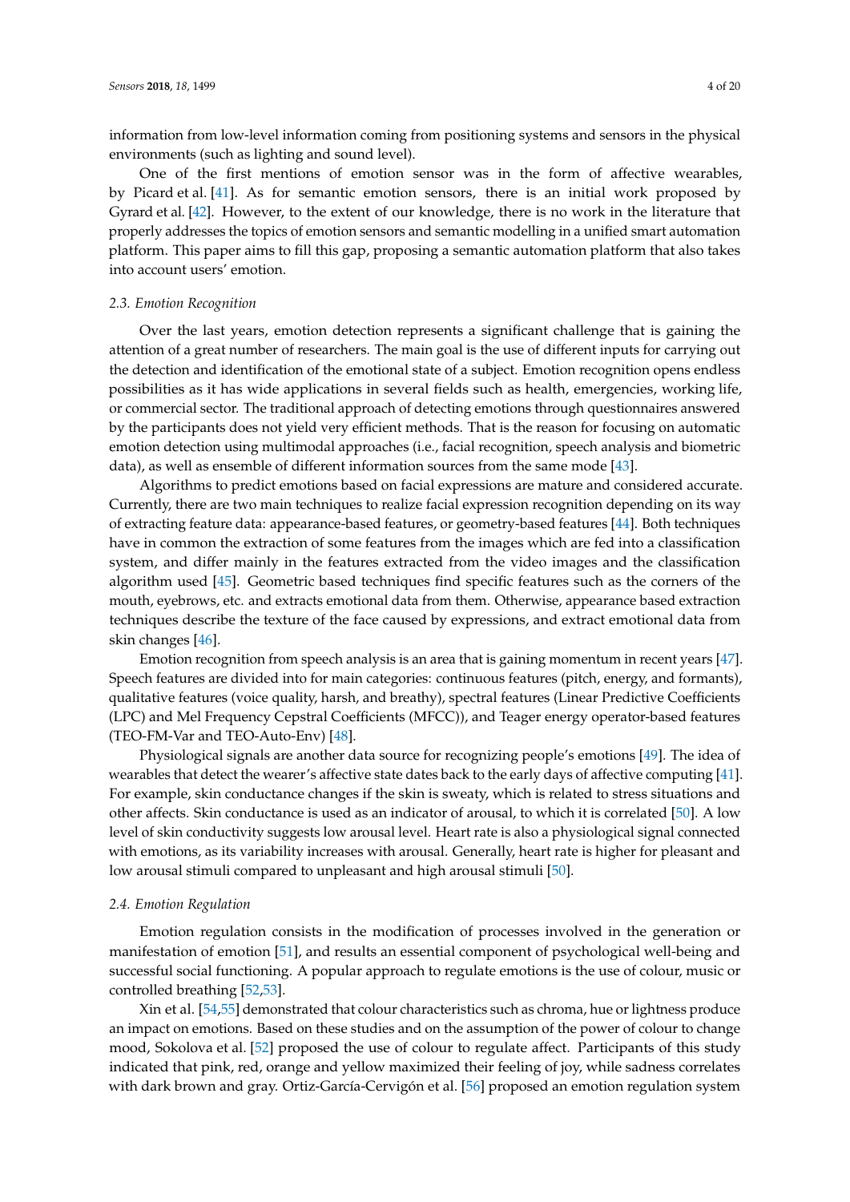information from low-level information coming from positioning systems and sensors in the physical environments (such as lighting and sound level).

One of the first mentions of emotion sensor was in the form of affective wearables, by Picard et al. [41]. As for semantic emotion sensors, there is an initial work proposed by Gyrard et al. [42]. However, to the extent of our knowledge, there is no work in the literature that properly addresses the topics of emotion sensors and semantic modelling in a unified smart automation platform. This paper aims to fill this gap, proposing a semantic automation platform that also takes into account users' emotion.

### 2.3. Emotion Recognition

Over the last years, emotion detection represents a significant challenge that is gaining the attention of a great number of researchers. The main goal is the use of different inputs for carrying out the detection and identification of the emotional state of a subject. Emotion recognition opens endless possibilities as it has wide applications in several fields such as health, emergencies, working life, or commercial sector. The traditional approach of detecting emotions through questionnaires answered by the participants does not yield very efficient methods. That is the reason for focusing on automatic emotion detection using multimodal approaches (i.e., facial recognition, speech analysis and biometric data), as well as ensemble of different information sources from the same mode [43].

Algorithms to predict emotions based on facial expressions are mature and considered accurate. Currently, there are two main techniques to realize facial expression recognition depending on its way of extracting feature data: appearance-based features, or geometry-based features [44]. Both techniques have in common the extraction of some features from the images which are fed into a classification system, and differ mainly in the features extracted from the video images and the classification algorithm used [45]. Geometric based techniques find specific features such as the corners of the mouth, eyebrows, etc. and extracts emotional data from them. Otherwise, appearance based extraction techniques describe the texture of the face caused by expressions, and extract emotional data from skin changes [46].

Emotion recognition from speech analysis is an area that is gaining momentum in recent years [47]. Speech features are divided into for main categories: continuous features (pitch, energy, and formants), qualitative features (voice quality, harsh, and breathy), spectral features (Linear Predictive Coefficients (LPC) and Mel Frequency Cepstral Coefficients (MFCC)), and Teager energy operator-based features (TEO-FM-Var and TEO-Auto-Env) [48].

Physiological signals are another data source for recognizing people's emotions [49]. The idea of wearables that detect the wearer's affective state dates back to the early days of affective computing [41]. For example, skin conductance changes if the skin is sweaty, which is related to stress situations and other affects. Skin conductance is used as an indicator of arousal, to which it is correlated [50]. A low level of skin conductivity suggests low arousal level. Heart rate is also a physiological signal connected with emotions, as its variability increases with arousal. Generally, heart rate is higher for pleasant and low arousal stimuli compared to unpleasant and high arousal stimuli [50].

### 2.4. Emotion Regulation

Emotion regulation consists in the modification of processes involved in the generation or manifestation of emotion [51], and results an essential component of psychological well-being and successful social functioning. A popular approach to regulate emotions is the use of colour, music or controlled breathing [52,53].

Xin et al. [54,55] demonstrated that colour characteristics such as chroma, hue or lightness produce an impact on emotions. Based on these studies and on the assumption of the power of colour to change mood, Sokolova et al. [52] proposed the use of colour to regulate affect. Participants of this study indicated that pink, red, orange and yellow maximized their feeling of joy, while sadness correlates with dark brown and gray. Ortiz-García-Cervigón et al. [56] proposed an emotion regulation system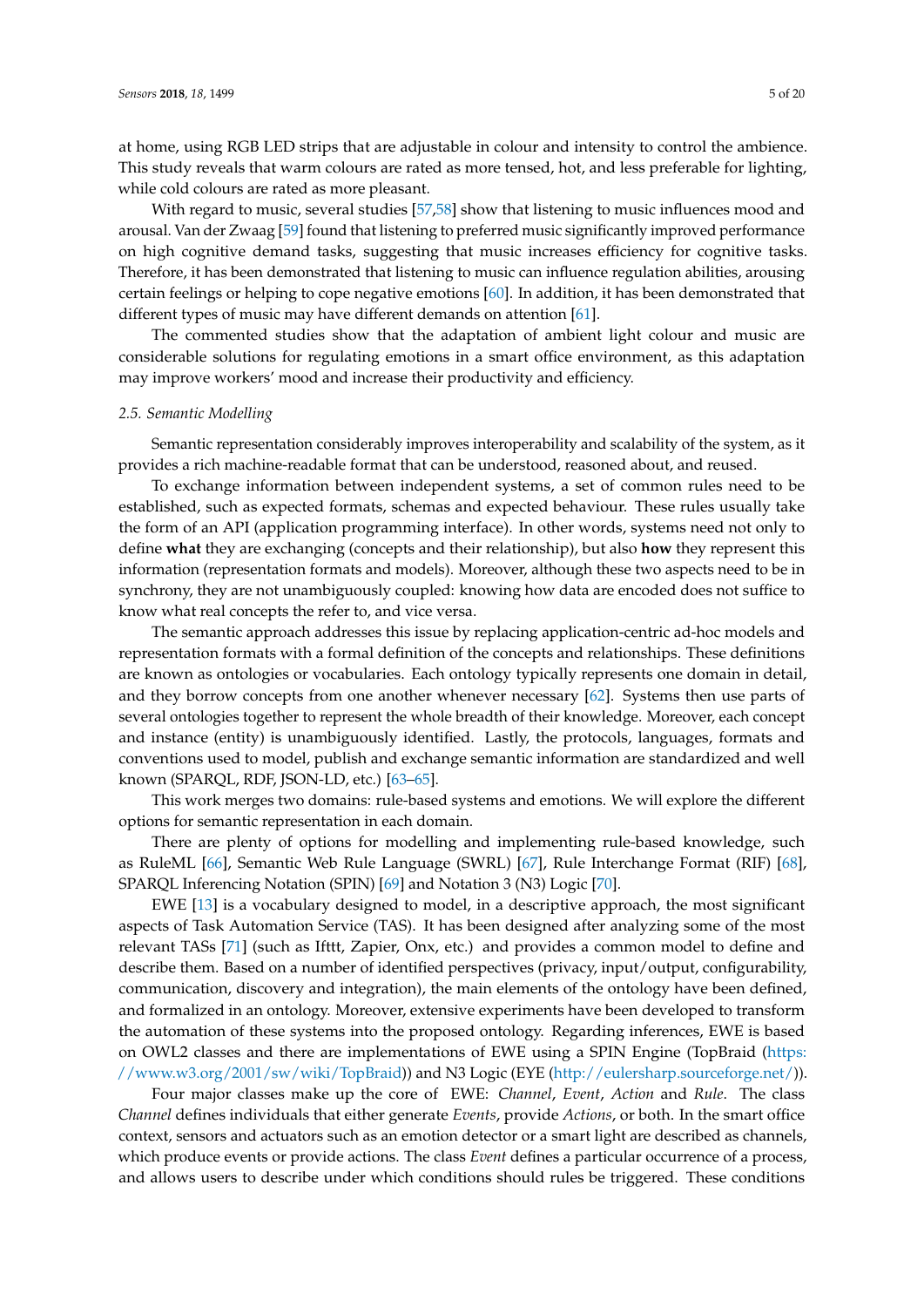at home, using RGB LED strips that are adjustable in colour and intensity to control the ambience. This study reveals that warm colours are rated as more tensed, hot, and less preferable for lighting, while cold colours are rated as more pleasant.

With regard to music, several studies [57,58] show that listening to music influences mood and arousal. Van der Zwaag [59] found that listening to preferred music significantly improved performance on high cognitive demand tasks, suggesting that music increases efficiency for cognitive tasks. Therefore, it has been demonstrated that listening to music can influence regulation abilities, arousing certain feelings or helping to cope negative emotions [60]. In addition, it has been demonstrated that different types of music may have different demands on attention [61].

The commented studies show that the adaptation of ambient light colour and music are considerable solutions for regulating emotions in a smart office environment, as this adaptation may improve workers' mood and increase their productivity and efficiency.

### 2.5. Semantic Modelling

Semantic representation considerably improves interoperability and scalability of the system, as it provides a rich machine-readable format that can be understood, reasoned about, and reused.

To exchange information between independent systems, a set of common rules need to be established, such as expected formats, schemas and expected behaviour. These rules usually take the form of an API (application programming interface). In other words, systems need not only to define **what** they are exchanging (concepts and their relationship), but also **how** they represent this information (representation formats and models). Moreover, although these two aspects need to be in synchrony, they are not unambiguously coupled: knowing how data are encoded does not suffice to know what real concepts the refer to, and vice versa.

The semantic approach addresses this issue by replacing application-centric ad-hoc models and representation formats with a formal definition of the concepts and relationships. These definitions are known as ontologies or vocabularies. Each ontology typically represents one domain in detail, and they borrow concepts from one another whenever necessary [62]. Systems then use parts of several ontologies together to represent the whole breadth of their knowledge. Moreover, each concept and instance (entity) is unambiguously identified. Lastly, the protocols, languages, formats and conventions used to model, publish and exchange semantic information are standardized and well known (SPARQL, RDF, JSON-LD, etc.) [63–65].

This work merges two domains: rule-based systems and emotions. We will explore the different options for semantic representation in each domain.

There are plenty of options for modelling and implementing rule-based knowledge, such as RuleML [66], Semantic Web Rule Language (SWRL) [67], Rule Interchange Format (RIF) [68], SPARQL Inferencing Notation (SPIN) [69] and Notation 3 (N3) Logic [70].

EWE [13] is a vocabulary designed to model, in a descriptive approach, the most significant aspects of Task Automation Service (TAS). It has been designed after analyzing some of the most relevant TASs [71] (such as Ifttt, Zapier, Onx, etc.) and provides a common model to define and describe them. Based on a number of identified perspectives (privacy, input/output, configurability, communication, discovery and integration), the main elements of the ontology have been defined, and formalized in an ontology. Moreover, extensive experiments have been developed to transform the automation of these systems into the proposed ontology. Regarding inferences, EWE is based on OWL2 classes and there are implementations of EWE using a SPIN Engine (TopBraid (https://www.w3.org/2001/sw/wiki/TopBraid)) and N3 Logic (EYE (http://eulersharp.sourceforge.net/)).

Four major classes make up the core of EWE: *Channel*, *Event*, *Action* and *Rule*. The class *Channel* defines individuals that either generate *Events*, provide *Actions*, or both. In the smart office context, sensors and actuators such as an emotion detector or a smart light are described as channels, which produce events or provide actions. The class *Event* defines a particular occurrence of a process, and allows users to describe under which conditions should rules be triggered. These conditions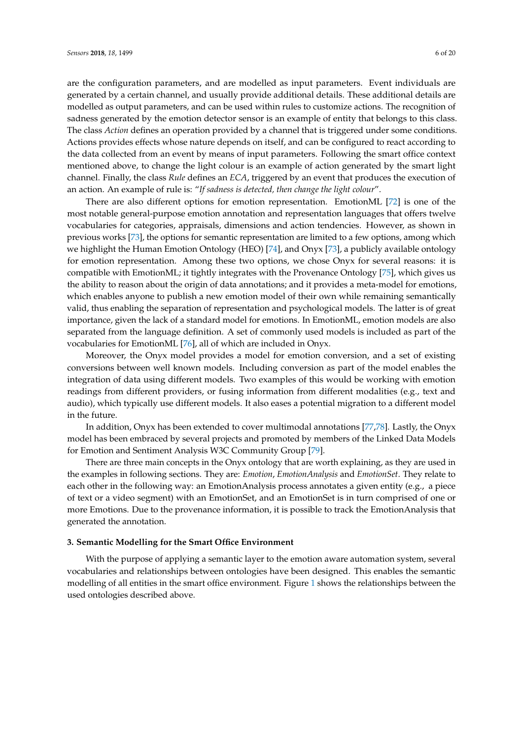are the configuration parameters, and are modelled as input parameters. Event individuals are generated by a certain channel, and usually provide additional details. These additional details are modelled as output parameters, and can be used within rules to customize actions. The recognition of sadness generated by the emotion detector sensor is an example of entity that belongs to this class. The class *Action* defines an operation provided by a channel that is triggered under some conditions. Actions provides effects whose nature depends on itself, and can be configured to react according to the data collected from an event by means of input parameters. Following the smart office context mentioned above, to change the light colour is an example of action generated by the smart light channel. Finally, the class *Rule* defines an *ECA*, triggered by an event that produces the execution of an action. An example of rule is: "*If sadness is detected, then change the light colour*".

There are also different options for emotion representation. EmotionML [72] is one of the most notable general-purpose emotion annotation and representation languages that offers twelve vocabularies for categories, appraisals, dimensions and action tendencies. However, as shown in previous works [73], the options for semantic representation are limited to a few options, among which we highlight the Human Emotion Ontology (HEO) [74], and Onyx [73], a publicly available ontology for emotion representation. Among these two options, we chose Onyx for several reasons: it is compatible with EmotionML; it tightly integrates with the Provenance Ontology [75], which gives us the ability to reason about the origin of data annotations; and it provides a meta-model for emotions, which enables anyone to publish a new emotion model of their own while remaining semantically valid, thus enabling the separation of representation and psychological models. The latter is of great importance, given the lack of a standard model for emotions. In EmotionML, emotion models are also separated from the language definition. A set of commonly used models is included as part of the vocabularies for EmotionML [76], all of which are included in Onyx.

Moreover, the Onyx model provides a model for emotion conversion, and a set of existing conversions between well known models. Including conversion as part of the model enables the integration of data using different models. Two examples of this would be working with emotion readings from different providers, or fusing information from different modalities (e.g., text and audio), which typically use different models. It also eases a potential migration to a different model in the future.

In addition, Onyx has been extended to cover multimodal annotations [77,78]. Lastly, the Onyx model has been embraced by several projects and promoted by members of the Linked Data Models for Emotion and Sentiment Analysis W3C Community Group [79].

There are three main concepts in the Onyx ontology that are worth explaining, as they are used in the examples in following sections. They are: *Emotion*, *EmotionAnalysis* and *EmotionSet*. They relate to each other in the following way: an EmotionAnalysis process annotates a given entity (e.g., a piece of text or a video segment) with an EmotionSet, and an EmotionSet is in turn comprised of one or more Emotions. Due to the provenance information, it is possible to track the EmotionAnalysis that generated the annotation.

## 3. Semantic Modelling for the Smart Office Environment

With the purpose of applying a semantic layer to the emotion aware automation system, several vocabularies and relationships between ontologies have been designed. This enables the semantic modelling of all entities in the smart office environment. Figure 1 shows the relationships between the used ontologies described above.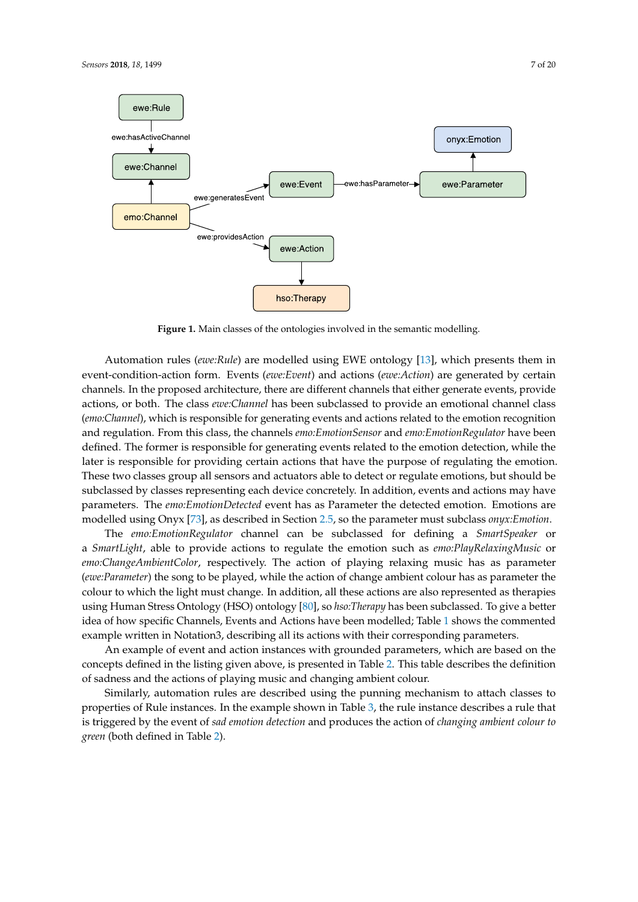ewe:Rule

ewe:hasActiveChannel

ewe:Channel

emo:Channel

ewe:generatesEvent

ewe:Event

ewe:hasParameter

ewe:Parameter

onyx:Emotion

ewe:providesAction

ewe:Action

hso:Therapy

**Figure 1.** Main classes of the ontologies involved in the semantic modelling.

Automation rules (*ewe:Rule*) are modelled using EWE ontology [13], which presents them in event-condition-action form. Events (*ewe:Event*) and actions (*ewe:Action*) are generated by certain channels. In the proposed architecture, there are different channels that either generate events, provide actions, or both. The class *ewe:Channel* has been subclassed to provide an emotional channel class (*emo:Channel*), which is responsible for generating events and actions related to the emotion recognition and regulation. From this class, the channels *emo:EmotionSensor* and *emo:EmotionRegulator* have been defined. The former is responsible for generating events related to the emotion detection, while the later is responsible for providing certain actions that have the purpose of regulating the emotion. These two classes group all sensors and actuators able to detect or regulate emotions, but should be subclassed by classes representing each device concretely. In addition, events and actions may have parameters. The *emo:EmotionDetected* event has as Parameter the detected emotion. Emotions are modelled using Onyx [73], as described in Section 2.5, so the parameter must subclass *onyx:Emotion*.

The *emo:EmotionRegulator* channel can be subclassed for defining a *SmartSpeaker* or a *SmartLight*, able to provide actions to regulate the emotion such as *emo:PlayRelaxingMusic* or *emo:ChangeAmbientColor*, respectively. The action of playing relaxing music has as parameter (*ewe:Parameter*) the song to be played, while the action of change ambient colour has as parameter the colour to which the light must change. In addition, all these actions are also represented as therapies using Human Stress Ontology (HSO) ontology [80], so *hso:Therapy* has been subclassed. To give a better idea of how specific Channels, Events and Actions have been modelled; Table 1 shows the commented example written in Notation3, describing all its actions with their corresponding parameters.

An example of event and action instances with grounded parameters, which are based on the concepts defined in the listing given above, is presented in Table 2. This table describes the definition of sadness and the actions of playing music and changing ambient colour.

Similarly, automation rules are described using the punning mechanism to attach classes to properties of Rule instances. In the example shown in Table 3, the rule instance describes a rule that is triggered by the event of *sad emotion detection* and produces the action of *changing ambient colour to green* (both defined in Table 2).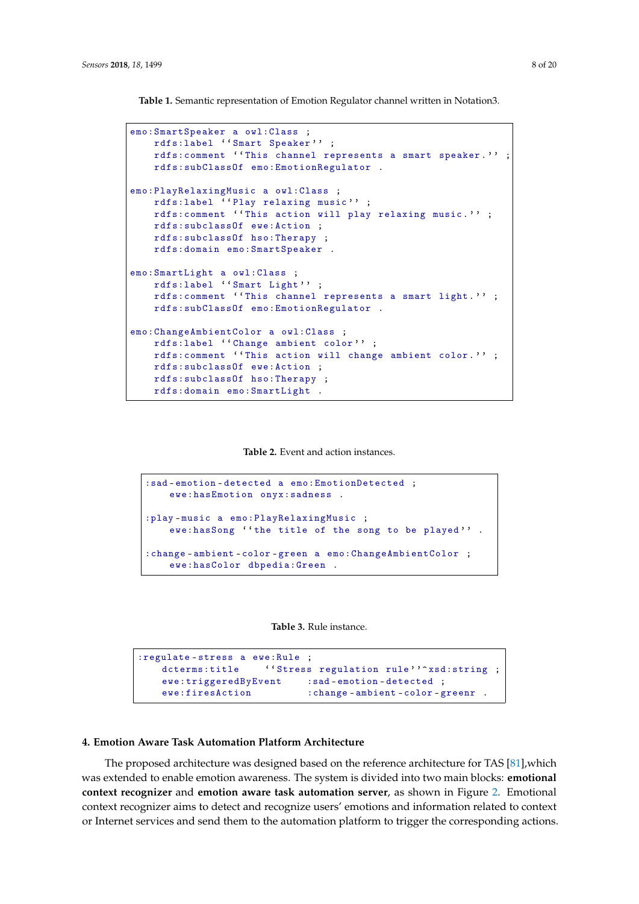**Table 1.** Semantic representation of Emotion Regulator channel written in Notation3.

```
emo:SmartSpeaker a owl:Class ;
    rdfs:label ''Smart Speaker'' ;
    rdfs:comment ''This channel represents a smart speaker.'' ;
    rdfs:subClassOf emo:EmotionRegulator .

emo:PlayRelaxingMusic a owl:Class ;
    rdfs:label ''Play relaxing music'' ;
    rdfs:comment ''This action will play relaxing music.'' ;
    rdfs:subclassOf ewe:Action ;
    rdfs:subclassOf hso:Therapy ;
    rdfs:domain emo:SmartSpeaker .

emo:SmartLight a owl:Class ;
    rdfs:label ''Smart Light'' ;
    rdfs:comment ''This channel represents a smart light.'' ;
    rdfs:subClassOf emo:EmotionRegulator .

emo:ChangeAmbientColor a owl:Class ;
    rdfs:label ''Change ambient color'' ;
    rdfs:comment ''This action will change ambient color.'' ;
    rdfs:subclassOf ewe:Action ;
    rdfs:subclassOf hso:Therapy ;
    rdfs:domain emo:SmartLight .
```

**Table 2.** Event and action instances.

```
:sad-emotion-detected a emo:EmotionDetected ;
    ewe:hasEmotion onyx:sadness .

:play-music a emo:PlayRelaxingMusic ;
    ewe:hasSong ''the title of the song to be played'' .

:change-ambient-color-green a emo:ChangeAmbientColor ;
    ewe:hasColor dbpedia:Green .
```

**Table 3.** Rule instance.

```
:regulate-stress a ewe:Rule ;
    dcterms:title    ''Stress regulation rule''^xsd:string ;
    ewe:triggeredByEvent    :sad-emotion-detected ;
    ewe:firesAction         :change-ambient-color-greenr .
```

## 4. Emotion Aware Task Automation Platform Architecture

The proposed architecture was designed based on the reference architecture for TAS [81],which was extended to enable emotion awareness. The system is divided into two main blocks: **emotional context recognizer** and **emotion aware task automation server**, as shown in Figure 2. Emotional context recognizer aims to detect and recognize users' emotions and information related to context or Internet services and send them to the automation platform to trigger the corresponding actions.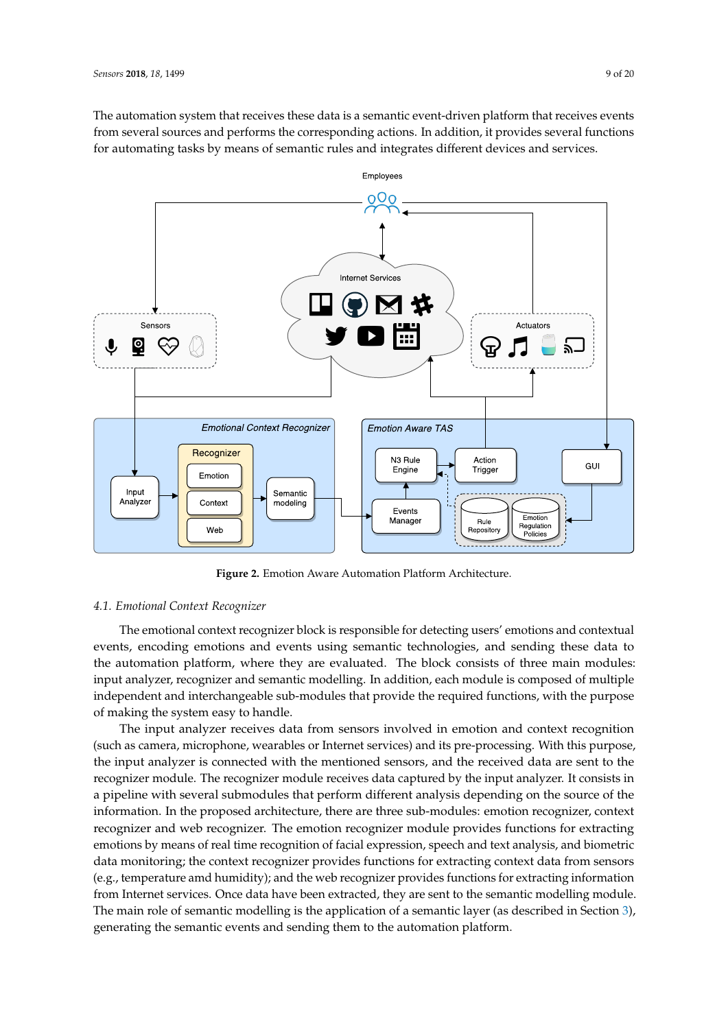The automation system that receives these data is a semantic event-driven platform that receives events from several sources and performs the corresponding actions. In addition, it provides several functions for automating tasks by means of semantic rules and integrates different devices and services.

**Figure 2.** Emotion Aware Automation Platform Architecture.

### 4.1. Emotional Context Recognizer

The emotional context recognizer block is responsible for detecting users' emotions and contextual events, encoding emotions and events using semantic technologies, and sending these data to the automation platform, where they are evaluated. The block consists of three main modules: input analyzer, recognizer and semantic modelling. In addition, each module is composed of multiple independent and interchangeable sub-modules that provide the required functions, with the purpose of making the system easy to handle.

The input analyzer receives data from sensors involved in emotion and context recognition (such as camera, microphone, wearables or Internet services) and its pre-processing. With this purpose, the input analyzer is connected with the mentioned sensors, and the received data are sent to the recognizer module. The recognizer module receives data captured by the input analyzer. It consists in a pipeline with several submodules that perform different analysis depending on the source of the information. In the proposed architecture, there are three sub-modules: emotion recognizer, context recognizer and web recognizer. The emotion recognizer module provides functions for extracting emotions by means of real time recognition of facial expression, speech and text analysis, and biometric data monitoring; the context recognizer provides functions for extracting context data from sensors (e.g., temperature amd humidity); and the web recognizer provides functions for extracting information from Internet services. Once data have been extracted, they are sent to the semantic modelling module. The main role of semantic modelling is the application of a semantic layer (as described in Section 3), generating the semantic events and sending them to the automation platform.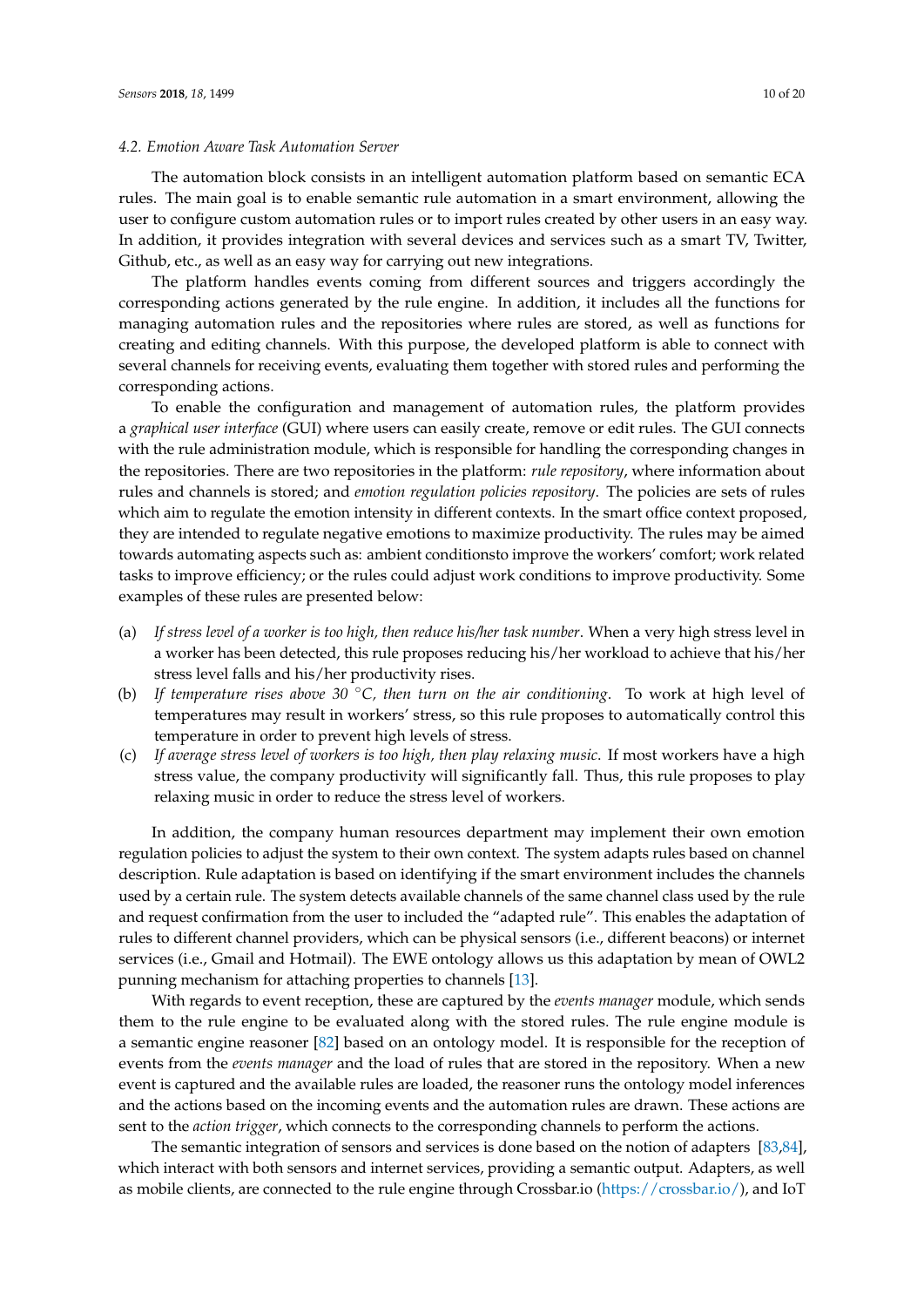### 4.2. Emotion Aware Task Automation Server

The automation block consists in an intelligent automation platform based on semantic ECA rules. The main goal is to enable semantic rule automation in a smart environment, allowing the user to configure custom automation rules or to import rules created by other users in an easy way. In addition, it provides integration with several devices and services such as a smart TV, Twitter, Github, etc., as well as an easy way for carrying out new integrations.

The platform handles events coming from different sources and triggers accordingly the corresponding actions generated by the rule engine. In addition, it includes all the functions for managing automation rules and the repositories where rules are stored, as well as functions for creating and editing channels. With this purpose, the developed platform is able to connect with several channels for receiving events, evaluating them together with stored rules and performing the corresponding actions.

To enable the configuration and management of automation rules, the platform provides a *graphical user interface* (GUI) where users can easily create, remove or edit rules. The GUI connects with the rule administration module, which is responsible for handling the corresponding changes in the repositories. There are two repositories in the platform: *rule repository*, where information about rules and channels is stored; and *emotion regulation policies repository*. The policies are sets of rules which aim to regulate the emotion intensity in different contexts. In the smart office context proposed, they are intended to regulate negative emotions to maximize productivity. The rules may be aimed towards automating aspects such as: ambient conditionsto improve the workers' comfort; work related tasks to improve efficiency; or the rules could adjust work conditions to improve productivity. Some examples of these rules are presented below:

(a) *If stress level of a worker is too high, then reduce his/her task number*. When a very high stress level in a worker has been detected, this rule proposes reducing his/her workload to achieve that his/her stress level falls and his/her productivity rises.

(b) *If temperature rises above 30 °C, then turn on the air conditioning*. To work at high level of temperatures may result in workers' stress, so this rule proposes to automatically control this temperature in order to prevent high levels of stress.

(c) *If average stress level of workers is too high, then play relaxing music*. If most workers have a high stress value, the company productivity will significantly fall. Thus, this rule proposes to play relaxing music in order to reduce the stress level of workers.

In addition, the company human resources department may implement their own emotion regulation policies to adjust the system to their own context. The system adapts rules based on channel description. Rule adaptation is based on identifying if the smart environment includes the channels used by a certain rule. The system detects available channels of the same channel class used by the rule and request confirmation from the user to included the "adapted rule". This enables the adaptation of rules to different channel providers, which can be physical sensors (i.e., different beacons) or internet services (i.e., Gmail and Hotmail). The EWE ontology allows us this adaptation by mean of OWL2 punning mechanism for attaching properties to channels [13].

With regards to event reception, these are captured by the *events manager* module, which sends them to the rule engine to be evaluated along with the stored rules. The rule engine module is a semantic engine reasoner [82] based on an ontology model. It is responsible for the reception of events from the *events manager* and the load of rules that are stored in the repository. When a new event is captured and the available rules are loaded, the reasoner runs the ontology model inferences and the actions based on the incoming events and the automation rules are drawn. These actions are sent to the *action trigger*, which connects to the corresponding channels to perform the actions.

The semantic integration of sensors and services is done based on the notion of adapters [83,84], which interact with both sensors and internet services, providing a semantic output. Adapters, as well as mobile clients, are connected to the rule engine through Crossbar.io (https://crossbar.io/), and IoT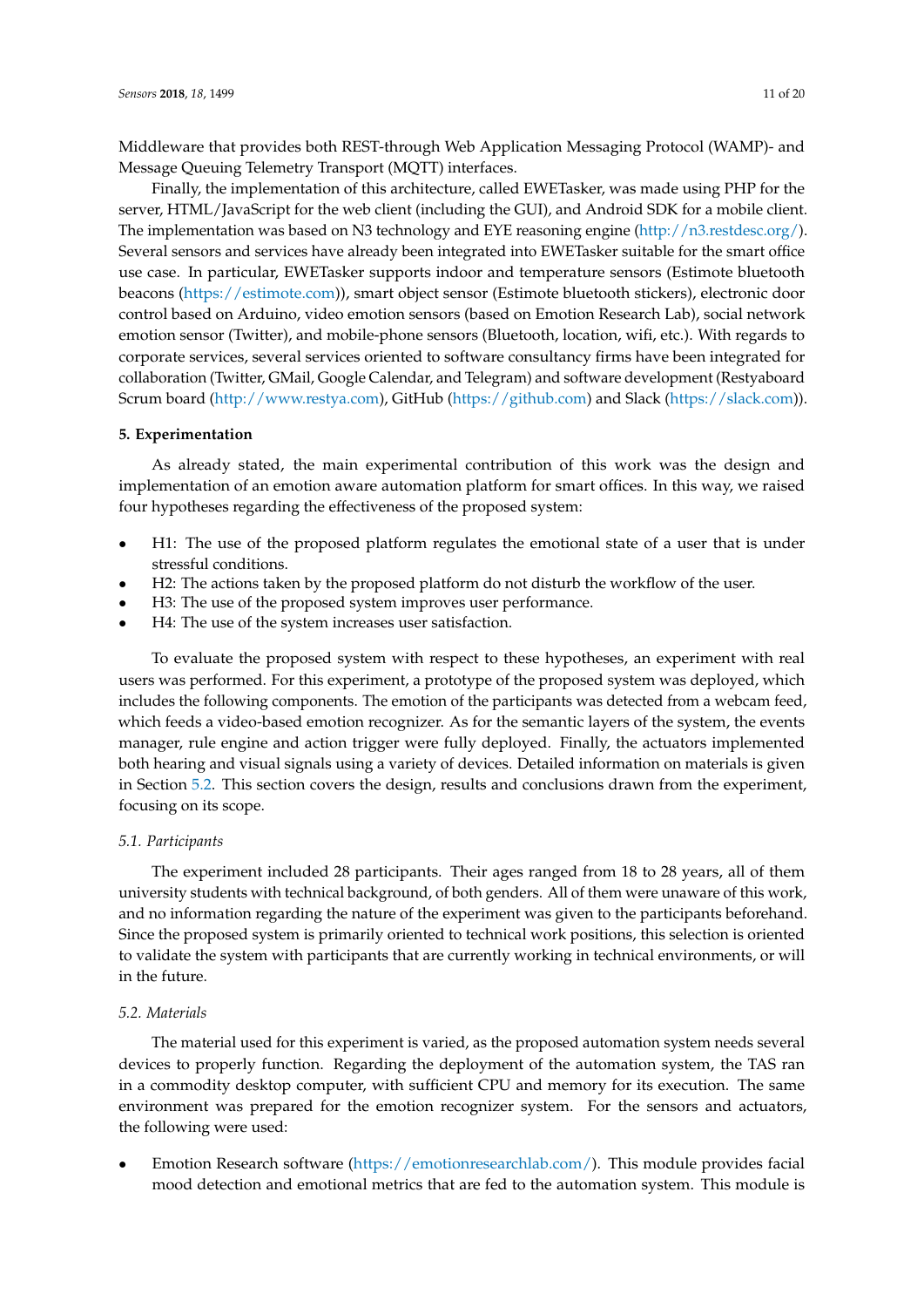Middleware that provides both REST-through Web Application Messaging Protocol (WAMP)- and Message Queuing Telemetry Transport (MQTT) interfaces.

Finally, the implementation of this architecture, called EWETasker, was made using PHP for the server, HTML/JavaScript for the web client (including the GUI), and Android SDK for a mobile client. The implementation was based on N3 technology and EYE reasoning engine (http://n3.restdesc.org/). Several sensors and services have already been integrated into EWETasker suitable for the smart office use case. In particular, EWETasker supports indoor and temperature sensors (Estimote bluetooth beacons (https://estimote.com)), smart object sensor (Estimote bluetooth stickers), electronic door control based on Arduino, video emotion sensors (based on Emotion Research Lab), social network emotion sensor (Twitter), and mobile-phone sensors (Bluetooth, location, wifi, etc.). With regards to corporate services, several services oriented to software consultancy firms have been integrated for collaboration (Twitter, GMail, Google Calendar, and Telegram) and software development (Restyaboard Scrum board (http://www.restya.com), GitHub (https://github.com) and Slack (https://slack.com)).

## 5. Experimentation

As already stated, the main experimental contribution of this work was the design and implementation of an emotion aware automation platform for smart offices. In this way, we raised four hypotheses regarding the effectiveness of the proposed system:

- H1: The use of the proposed platform regulates the emotional state of a user that is under stressful conditions.
- H2: The actions taken by the proposed platform do not disturb the workflow of the user.
- H3: The use of the proposed system improves user performance.
- H4: The use of the system increases user satisfaction.

To evaluate the proposed system with respect to these hypotheses, an experiment with real users was performed. For this experiment, a prototype of the proposed system was deployed, which includes the following components. The emotion of the participants was detected from a webcam feed, which feeds a video-based emotion recognizer. As for the semantic layers of the system, the events manager, rule engine and action trigger were fully deployed. Finally, the actuators implemented both hearing and visual signals using a variety of devices. Detailed information on materials is given in Section 5.2. This section covers the design, results and conclusions drawn from the experiment, focusing on its scope.

### 5.1. Participants

The experiment included 28 participants. Their ages ranged from 18 to 28 years, all of them university students with technical background, of both genders. All of them were unaware of this work, and no information regarding the nature of the experiment was given to the participants beforehand. Since the proposed system is primarily oriented to technical work positions, this selection is oriented to validate the system with participants that are currently working in technical environments, or will in the future.

### 5.2. Materials

The material used for this experiment is varied, as the proposed automation system needs several devices to properly function. Regarding the deployment of the automation system, the TAS ran in a commodity desktop computer, with sufficient CPU and memory for its execution. The same environment was prepared for the emotion recognizer system. For the sensors and actuators, the following were used:

- Emotion Research software (https://emotionresearchlab.com/). This module provides facial mood detection and emotional metrics that are fed to the automation system. This module is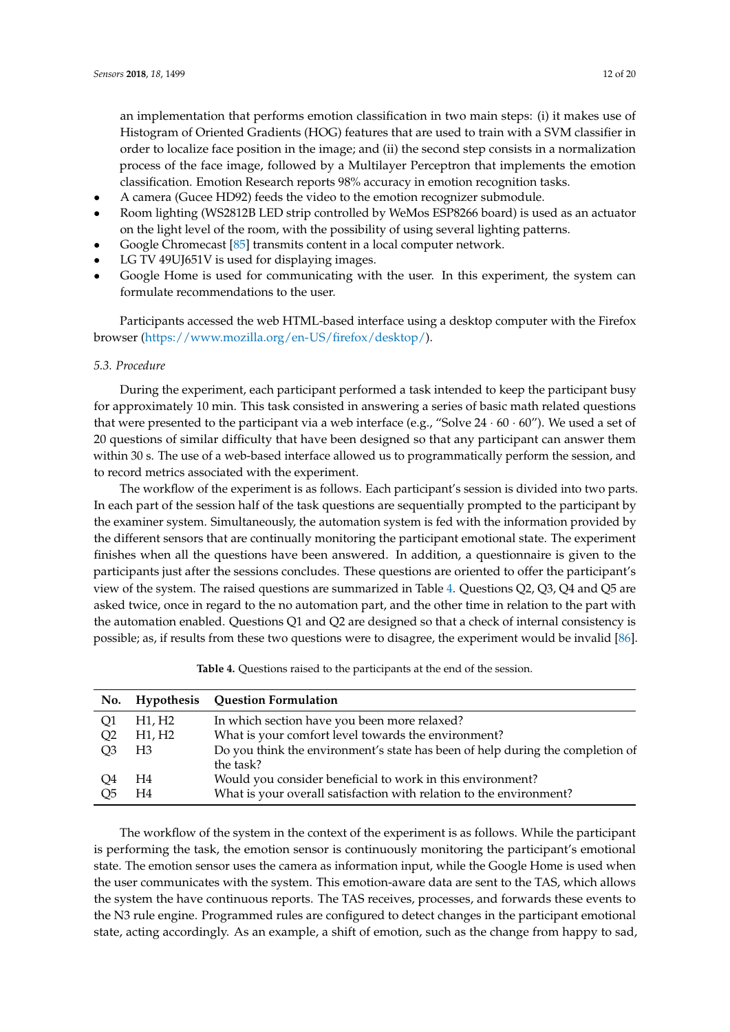an implementation that performs emotion classification in two main steps: (i) it makes use of Histogram of Oriented Gradients (HOG) features that are used to train with a SVM classifier in order to localize face position in the image; and (ii) the second step consists in a normalization process of the face image, followed by a Multilayer Perceptron that implements the emotion classification. Emotion Research reports 98% accuracy in emotion recognition tasks.

- A camera (Gucee HD92) feeds the video to the emotion recognizer submodule.
- Room lighting (WS2812B LED strip controlled by WeMos ESP8266 board) is used as an actuator on the light level of the room, with the possibility of using several lighting patterns.
- Google Chromecast [85] transmits content in a local computer network.
- LG TV 49UJ651V is used for displaying images.
- Google Home is used for communicating with the user. In this experiment, the system can formulate recommendations to the user.

Participants accessed the web HTML-based interface using a desktop computer with the Firefox browser (https://www.mozilla.org/en-US/firefox/desktop/).

### 5.3. Procedure

During the experiment, each participant performed a task intended to keep the participant busy for approximately 10 min. This task consisted in answering a series of basic math related questions that were presented to the participant via a web interface (e.g., "Solve $24 \cdot 60 \cdot 60$"). We used a set of 20 questions of similar difficulty that have been designed so that any participant can answer them within 30 s. The use of a web-based interface allowed us to programmatically perform the session, and to record metrics associated with the experiment.

The workflow of the experiment is as follows. Each participant's session is divided into two parts. In each part of the session half of the task questions are sequentially prompted to the participant by the examiner system. Simultaneously, the automation system is fed with the information provided by the different sensors that are continually monitoring the participant emotional state. The experiment finishes when all the questions have been answered. In addition, a questionnaire is given to the participants just after the sessions concludes. These questions are oriented to offer the participant's view of the system. The raised questions are summarized in Table 4. Questions Q2, Q3, Q4 and Q5 are asked twice, once in regard to the no automation part, and the other time in relation to the part with the automation enabled. Questions Q1 and Q2 are designed so that a check of internal consistency is possible; as, if results from these two questions were to disagree, the experiment would be invalid [86].

**Table 4.** Questions raised to the participants at the end of the session.

| No. | Hypothesis | Question Formulation |
|---|---|---|
| Q1 | H1, H2 | In which section have you been more relaxed? |
| Q2 | H1, H2 | What is your comfort level towards the environment? |
| Q3 | H3 | Do you think the environment's state has been of help during the completion of the task? |
| Q4 | H4 | Would you consider beneficial to work in this environment? |
| Q5 | H4 | What is your overall satisfaction with relation to the environment? |

The workflow of the system in the context of the experiment is as follows. While the participant is performing the task, the emotion sensor is continuously monitoring the participant's emotional state. The emotion sensor uses the camera as information input, while the Google Home is used when the user communicates with the system. This emotion-aware data are sent to the TAS, which allows the system the have continuous reports. The TAS receives, processes, and forwards these events to the N3 rule engine. Programmed rules are configured to detect changes in the participant emotional state, acting accordingly. As an example, a shift of emotion, such as the change from happy to sad,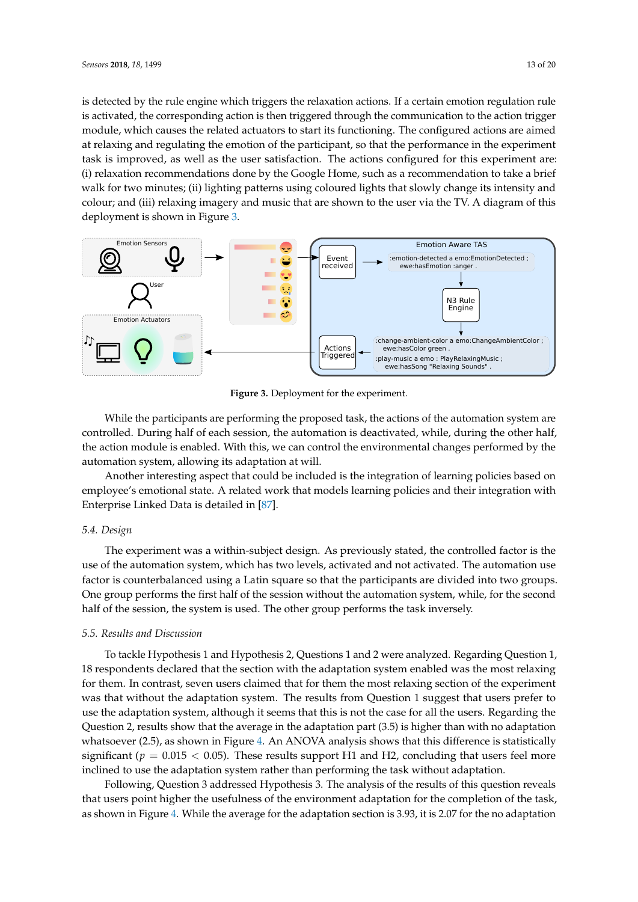is detected by the rule engine which triggers the relaxation actions. If a certain emotion regulation rule is activated, the corresponding action is then triggered through the communication to the action trigger module, which causes the related actuators to start its functioning. The configured actions are aimed at relaxing and regulating the emotion of the participant, so that the performance in the experiment task is improved, as well as the user satisfaction. The actions configured for this experiment are: (i) relaxation recommendations done by the Google Home, such as a recommendation to take a brief walk for two minutes; (ii) lighting patterns using coloured lights that slowly change its intensity and colour; and (iii) relaxing imagery and music that are shown to the user via the TV. A diagram of this deployment is shown in Figure 3.

Emotion Sensors
User
Emotion Actuators
Emotion Aware TAS
Event received
:emotion-detected a emo:EmotionDetected ; ewe:hasEmotion :anger .
N3 Rule Engine
Actions Triggered
:change-ambient-color a emo:ChangeAmbientColor ; ewe:hasColor green .
:play-music a emo : PlayRelaxingMusic ; ewe:hasSong "Relaxing Sounds" .

**Figure 3.** Deployment for the experiment.

While the participants are performing the proposed task, the actions of the automation system are controlled. During half of each session, the automation is deactivated, while, during the other half, the action module is enabled. With this, we can control the environmental changes performed by the automation system, allowing its adaptation at will.

Another interesting aspect that could be included is the integration of learning policies based on employee's emotional state. A related work that models learning policies and their integration with Enterprise Linked Data is detailed in [87].

### *5.4. Design*

The experiment was a within-subject design. As previously stated, the controlled factor is the use of the automation system, which has two levels, activated and not activated. The automation use factor is counterbalanced using a Latin square so that the participants are divided into two groups. One group performs the first half of the session without the automation system, while, for the second half of the session, the system is used. The other group performs the task inversely.

### *5.5. Results and Discussion*

To tackle Hypothesis 1 and Hypothesis 2, Questions 1 and 2 were analyzed. Regarding Question 1, 18 respondents declared that the section with the adaptation system enabled was the most relaxing for them. In contrast, seven users claimed that for them the most relaxing section of the experiment was that without the adaptation system. The results from Question 1 suggest that users prefer to use the adaptation system, although it seems that this is not the case for all the users. Regarding the Question 2, results show that the average in the adaptation part (3.5) is higher than with no adaptation whatsoever (2.5), as shown in Figure 4. An ANOVA analysis shows that this difference is statistically significant ($p = 0.015 < 0.05$). These results support H1 and H2, concluding that users feel more inclined to use the adaptation system rather than performing the task without adaptation.

Following, Question 3 addressed Hypothesis 3. The analysis of the results of this question reveals that users point higher the usefulness of the environment adaptation for the completion of the task, as shown in Figure 4. While the average for the adaptation section is 3.93, it is 2.07 for the no adaptation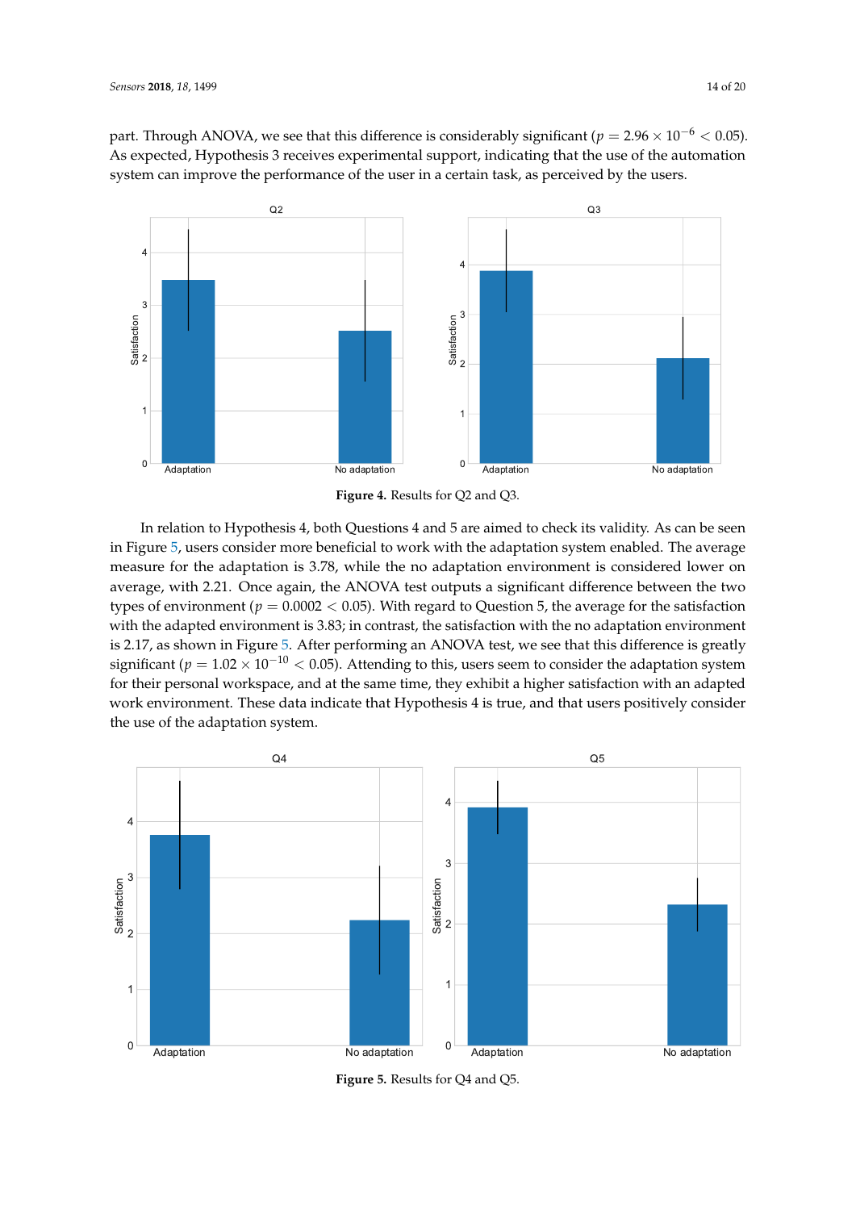part. Through ANOVA, we see that this difference is considerably significant ($p = 2.96 \times 10^{-6} < 0.05$). As expected, Hypothesis 3 receives experimental support, indicating that the use of the automation system can improve the performance of the user in a certain task, as perceived by the users.

**Figure 4.** Results for Q2 and Q3.

In relation to Hypothesis 4, both Questions 4 and 5 are aimed to check its validity. As can be seen in Figure 5, users consider more beneficial to work with the adaptation system enabled. The average measure for the adaptation is 3.78, while the no adaptation environment is considered lower on average, with 2.21. Once again, the ANOVA test outputs a significant difference between the two types of environment ($p = 0.0002 < 0.05$). With regard to Question 5, the average for the satisfaction with the adapted environment is 3.83; in contrast, the satisfaction with the no adaptation environment is 2.17, as shown in Figure 5. After performing an ANOVA test, we see that this difference is greatly significant ($p = 1.02 \times 10^{-10} < 0.05$). Attending to this, users seem to consider the adaptation system for their personal workspace, and at the same time, they exhibit a higher satisfaction with an adapted work environment. These data indicate that Hypothesis 4 is true, and that users positively consider the use of the adaptation system.

**Figure 5.** Results for Q4 and Q5.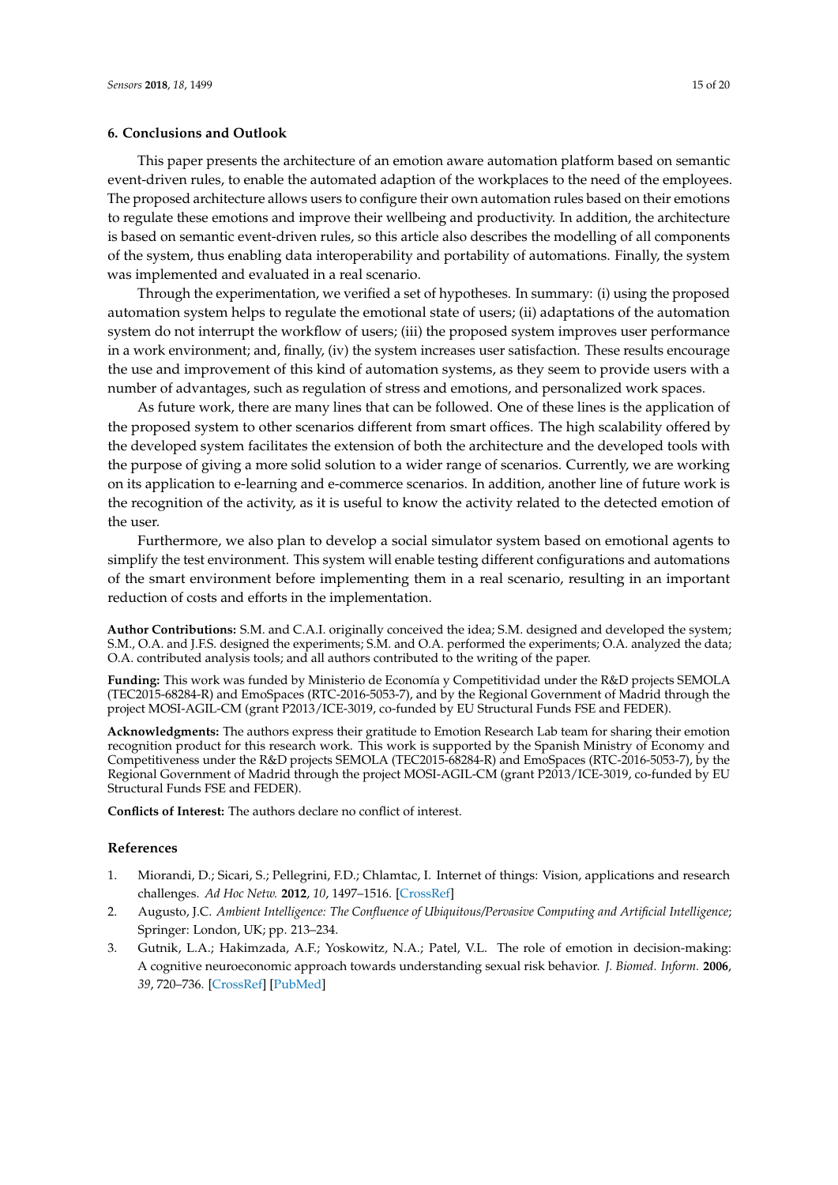## 6. Conclusions and Outlook

This paper presents the architecture of an emotion aware automation platform based on semantic event-driven rules, to enable the automated adaption of the workplaces to the need of the employees. The proposed architecture allows users to configure their own automation rules based on their emotions to regulate these emotions and improve their wellbeing and productivity. In addition, the architecture is based on semantic event-driven rules, so this article also describes the modelling of all components of the system, thus enabling data interoperability and portability of automations. Finally, the system was implemented and evaluated in a real scenario.

Through the experimentation, we verified a set of hypotheses. In summary: (i) using the proposed automation system helps to regulate the emotional state of users; (ii) adaptations of the automation system do not interrupt the workflow of users; (iii) the proposed system improves user performance in a work environment; and, finally, (iv) the system increases user satisfaction. These results encourage the use and improvement of this kind of automation systems, as they seem to provide users with a number of advantages, such as regulation of stress and emotions, and personalized work spaces.

As future work, there are many lines that can be followed. One of these lines is the application of the proposed system to other scenarios different from smart offices. The high scalability offered by the developed system facilitates the extension of both the architecture and the developed tools with the purpose of giving a more solid solution to a wider range of scenarios. Currently, we are working on its application to e-learning and e-commerce scenarios. In addition, another line of future work is the recognition of the activity, as it is useful to know the activity related to the detected emotion of the user.

Furthermore, we also plan to develop a social simulator system based on emotional agents to simplify the test environment. This system will enable testing different configurations and automations of the smart environment before implementing them in a real scenario, resulting in an important reduction of costs and efforts in the implementation.

**Author Contributions:** S.M. and C.A.I. originally conceived the idea; S.M. designed and developed the system; S.M., O.A. and J.F.S. designed the experiments; S.M. and O.A. performed the experiments; O.A. analyzed the data; O.A. contributed analysis tools; and all authors contributed to the writing of the paper.

**Funding:** This work was funded by Ministerio de Economía y Competitividad under the R&D projects SEMOLA (TEC2015-68284-R) and EmoSpaces (RTC-2016-5053-7), and by the Regional Government of Madrid through the project MOSI-AGIL-CM (grant P2013/ICE-3019, co-funded by EU Structural Funds FSE and FEDER).

**Acknowledgments:** The authors express their gratitude to Emotion Research Lab team for sharing their emotion recognition product for this research work. This work is supported by the Spanish Ministry of Economy and Competitiveness under the R&D projects SEMOLA (TEC2015-68284-R) and EmoSpaces (RTC-2016-5053-7), by the Regional Government of Madrid through the project MOSI-AGIL-CM (grant P2013/ICE-3019, co-funded by EU Structural Funds FSE and FEDER).

**Conflicts of Interest:** The authors declare no conflict of interest.

## References

1. Miorandi, D.; Sicari, S.; Pellegrini, F.D.; Chlamtac, I. Internet of things: Vision, applications and research challenges. *Ad Hoc Netw.* **2012**, *10*, 1497–1516. [CrossRef]
2. Augusto, J.C. *Ambient Intelligence: The Confluence of Ubiquitous/Pervasive Computing and Artificial Intelligence*; Springer: London, UK; pp. 213–234.
3. Gutnik, L.A.; Hakimzada, A.F.; Yoskowitz, N.A.; Patel, V.L. The role of emotion in decision-making: A cognitive neuroeconomic approach towards understanding sexual risk behavior. *J. Biomed. Inform.* **2006**, *39*, 720–736. [CrossRef] [PubMed]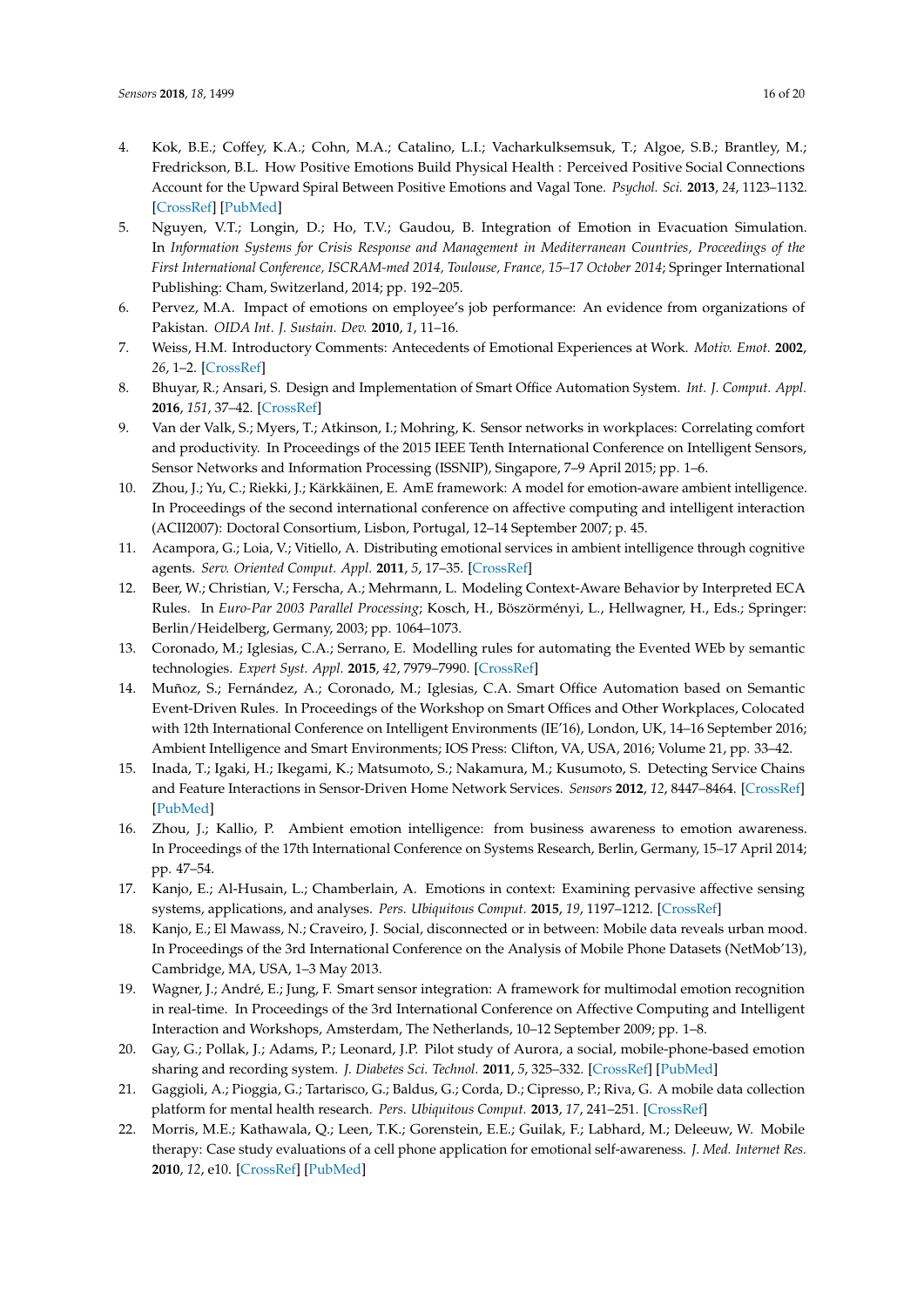4. Kok, B.E.; Coffey, K.A.; Cohn, M.A.; Catalino, L.I.; Vacharkulksemsuk, T.; Algoe, S.B.; Brantley, M.; Fredrickson, B.L. How Positive Emotions Build Physical Health : Perceived Positive Social Connections Account for the Upward Spiral Between Positive Emotions and Vagal Tone. *Psychol. Sci.* **2013**, *24*, 1123–1132. [CrossRef] [PubMed]
5. Nguyen, V.T.; Longin, D.; Ho, T.V.; Gaudou, B. Integration of Emotion in Evacuation Simulation. In *Information Systems for Crisis Response and Management in Mediterranean Countries, Proceedings of the First International Conference, ISCRAM-med 2014, Toulouse, France, 15–17 October 2014*; Springer International Publishing: Cham, Switzerland, 2014; pp. 192–205.
6. Pervez, M.A. Impact of emotions on employee's job performance: An evidence from organizations of Pakistan. *OIDA Int. J. Sustain. Dev.* **2010**, *1*, 11–16.
7. Weiss, H.M. Introductory Comments: Antecedents of Emotional Experiences at Work. *Motiv. Emot.* **2002**, *26*, 1–2. [CrossRef]
8. Bhuyar, R.; Ansari, S. Design and Implementation of Smart Office Automation System. *Int. J. Comput. Appl.* **2016**, *151*, 37–42. [CrossRef]
9. Van der Valk, S.; Myers, T.; Atkinson, I.; Mohring, K. Sensor networks in workplaces: Correlating comfort and productivity. In Proceedings of the 2015 IEEE Tenth International Conference on Intelligent Sensors, Sensor Networks and Information Processing (ISSNIP), Singapore, 7–9 April 2015; pp. 1–6.
10. Zhou, J.; Yu, C.; Riekki, J.; Kärkkäinen, E. AmE framework: A model for emotion-aware ambient intelligence. In Proceedings of the second international conference on affective computing and intelligent interaction (ACII2007): Doctoral Consortium, Lisbon, Portugal, 12–14 September 2007; p. 45.
11. Acampora, G.; Loia, V.; Vitiello, A. Distributing emotional services in ambient intelligence through cognitive agents. *Serv. Oriented Comput. Appl.* **2011**, *5*, 17–35. [CrossRef]
12. Beer, W.; Christian, V.; Ferscha, A.; Mehrmann, L. Modeling Context-Aware Behavior by Interpreted ECA Rules. In *Euro-Par 2003 Parallel Processing*; Kosch, H., Böszörményi, L., Hellwagner, H., Eds.; Springer: Berlin/Heidelberg, Germany, 2003; pp. 1064–1073.
13. Coronado, M.; Iglesias, C.A.; Serrano, E. Modelling rules for automating the Evented WEb by semantic technologies. *Expert Syst. Appl.* **2015**, *42*, 7979–7990. [CrossRef]
14. Muñoz, S.; Fernández, A.; Coronado, M.; Iglesias, C.A. Smart Office Automation based on Semantic Event-Driven Rules. In Proceedings of the Workshop on Smart Offices and Other Workplaces, Colocated with 12th International Conference on Intelligent Environments (IE'16), London, UK, 14–16 September 2016; Ambient Intelligence and Smart Environments; IOS Press: Clifton, VA, USA, 2016; Volume 21, pp. 33–42.
15. Inada, T.; Igaki, H.; Ikegami, K.; Matsumoto, S.; Nakamura, M.; Kusumoto, S. Detecting Service Chains and Feature Interactions in Sensor-Driven Home Network Services. *Sensors* **2012**, *12*, 8447–8464. [CrossRef] [PubMed]
16. Zhou, J.; Kallio, P. Ambient emotion intelligence: from business awareness to emotion awareness. In Proceedings of the 17th International Conference on Systems Research, Berlin, Germany, 15–17 April 2014; pp. 47–54.
17. Kanjo, E.; Al-Husain, L.; Chamberlain, A. Emotions in context: Examining pervasive affective sensing systems, applications, and analyses. *Pers. Ubiquitous Comput.* **2015**, *19*, 1197–1212. [CrossRef]
18. Kanjo, E.; El Mawass, N.; Craveiro, J. Social, disconnected or in between: Mobile data reveals urban mood. In Proceedings of the 3rd International Conference on the Analysis of Mobile Phone Datasets (NetMob'13), Cambridge, MA, USA, 1–3 May 2013.
19. Wagner, J.; André, E.; Jung, F. Smart sensor integration: A framework for multimodal emotion recognition in real-time. In Proceedings of the 3rd International Conference on Affective Computing and Intelligent Interaction and Workshops, Amsterdam, The Netherlands, 10–12 September 2009; pp. 1–8.
20. Gay, G.; Pollak, J.; Adams, P.; Leonard, J.P. Pilot study of Aurora, a social, mobile-phone-based emotion sharing and recording system. *J. Diabetes Sci. Technol.* **2011**, *5*, 325–332. [CrossRef] [PubMed]
21. Gaggioli, A.; Pioggia, G.; Tartarisco, G.; Baldus, G.; Corda, D.; Cipresso, P.; Riva, G. A mobile data collection platform for mental health research. *Pers. Ubiquitous Comput.* **2013**, *17*, 241–251. [CrossRef]
22. Morris, M.E.; Kathawala, Q.; Leen, T.K.; Gorenstein, E.E.; Guilak, F.; Labhard, M.; Deleeuw, W. Mobile therapy: Case study evaluations of a cell phone application for emotional self-awareness. *J. Med. Internet Res.* **2010**, *12*, e10. [CrossRef] [PubMed]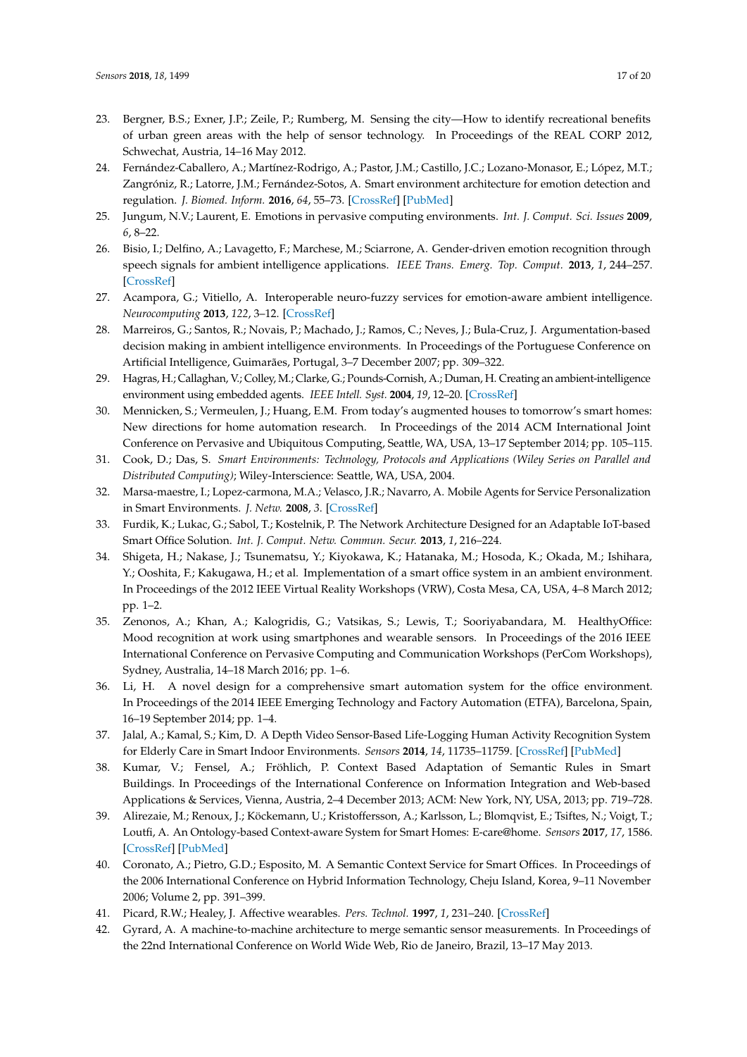23. Bergner, B.S.; Exner, J.P.; Zeile, P.; Rumberg, M. Sensing the city—How to identify recreational benefits of urban green areas with the help of sensor technology. In Proceedings of the REAL CORP 2012, Schwechat, Austria, 14–16 May 2012.
24. Fernández-Caballero, A.; Martínez-Rodrigo, A.; Pastor, J.M.; Castillo, J.C.; Lozano-Monasor, E.; López, M.T.; Zangróniz, R.; Latorre, J.M.; Fernández-Sotos, A. Smart environment architecture for emotion detection and regulation. *J. Biomed. Inform.* **2016**, *64*, 55–73. [CrossRef] [PubMed]
25. Jungum, N.V.; Laurent, E. Emotions in pervasive computing environments. *Int. J. Comput. Sci. Issues* **2009**, *6*, 8–22.
26. Bisio, I.; Delfino, A.; Lavagetto, F.; Marchese, M.; Sciarrone, A. Gender-driven emotion recognition through speech signals for ambient intelligence applications. *IEEE Trans. Emerg. Top. Comput.* **2013**, *1*, 244–257. [CrossRef]
27. Acampora, G.; Vitiello, A. Interoperable neuro-fuzzy services for emotion-aware ambient intelligence. *Neurocomputing* **2013**, *122*, 3–12. [CrossRef]
28. Marreiros, G.; Santos, R.; Novais, P.; Machado, J.; Ramos, C.; Neves, J.; Bula-Cruz, J. Argumentation-based decision making in ambient intelligence environments. In Proceedings of the Portuguese Conference on Artificial Intelligence, Guimarães, Portugal, 3–7 December 2007; pp. 309–322.
29. Hagras, H.; Callaghan, V.; Colley, M.; Clarke, G.; Pounds-Cornish, A.; Duman, H. Creating an ambient-intelligence environment using embedded agents. *IEEE Intell. Syst.* **2004**, *19*, 12–20. [CrossRef]
30. Mennicken, S.; Vermeulen, J.; Huang, E.M. From today's augmented houses to tomorrow's smart homes: New directions for home automation research. In Proceedings of the 2014 ACM International Joint Conference on Pervasive and Ubiquitous Computing, Seattle, WA, USA, 13–17 September 2014; pp. 105–115.
31. Cook, D.; Das, S. *Smart Environments: Technology, Protocols and Applications (Wiley Series on Parallel and Distributed Computing)*; Wiley-Interscience: Seattle, WA, USA, 2004.
32. Marsa-maestre, I.; Lopez-carmona, M.A.; Velasco, J.R.; Navarro, A. Mobile Agents for Service Personalization in Smart Environments. *J. Netw.* **2008**, *3*. [CrossRef]
33. Furdik, K.; Lukac, G.; Sabol, T.; Kostelnik, P. The Network Architecture Designed for an Adaptable IoT-based Smart Office Solution. *Int. J. Comput. Netw. Commun. Secur.* **2013**, *1*, 216–224.
34. Shigeta, H.; Nakase, J.; Tsunematsu, Y.; Kiyokawa, K.; Hatanaka, M.; Hosoda, K.; Okada, M.; Ishihara, Y.; Ooshita, F.; Kakugawa, H.; et al. Implementation of a smart office system in an ambient environment. In Proceedings of the 2012 IEEE Virtual Reality Workshops (VRW), Costa Mesa, CA, USA, 4–8 March 2012; pp. 1–2.
35. Zenonos, A.; Khan, A.; Kalogridis, G.; Vatsikas, S.; Lewis, T.; Sooriyabandara, M. HealthyOffice: Mood recognition at work using smartphones and wearable sensors. In Proceedings of the 2016 IEEE International Conference on Pervasive Computing and Communication Workshops (PerCom Workshops), Sydney, Australia, 14–18 March 2016; pp. 1–6.
36. Li, H. A novel design for a comprehensive smart automation system for the office environment. In Proceedings of the 2014 IEEE Emerging Technology and Factory Automation (ETFA), Barcelona, Spain, 16–19 September 2014; pp. 1–4.
37. Jalal, A.; Kamal, S.; Kim, D. A Depth Video Sensor-Based Life-Logging Human Activity Recognition System for Elderly Care in Smart Indoor Environments. *Sensors* **2014**, *14*, 11735–11759. [CrossRef] [PubMed]
38. Kumar, V.; Fensel, A.; Fröhlich, P. Context Based Adaptation of Semantic Rules in Smart Buildings. In Proceedings of the International Conference on Information Integration and Web-based Applications & Services, Vienna, Austria, 2–4 December 2013; ACM: New York, NY, USA, 2013; pp. 719–728.
39. Alirezaie, M.; Renoux, J.; Köckemann, U.; Kristoffersson, A.; Karlsson, L.; Blomqvist, E.; Tsiftes, N.; Voigt, T.; Loutfi, A. An Ontology-based Context-aware System for Smart Homes: E-care@home. *Sensors* **2017**, *17*, 1586. [CrossRef] [PubMed]
40. Coronato, A.; Pietro, G.D.; Esposito, M. A Semantic Context Service for Smart Offices. In Proceedings of the 2006 International Conference on Hybrid Information Technology, Cheju Island, Korea, 9–11 November 2006; Volume 2, pp. 391–399.
41. Picard, R.W.; Healey, J. Affective wearables. *Pers. Technol.* **1997**, *1*, 231–240. [CrossRef]
42. Gyrard, A. A machine-to-machine architecture to merge semantic sensor measurements. In Proceedings of the 22nd International Conference on World Wide Web, Rio de Janeiro, Brazil, 13–17 May 2013.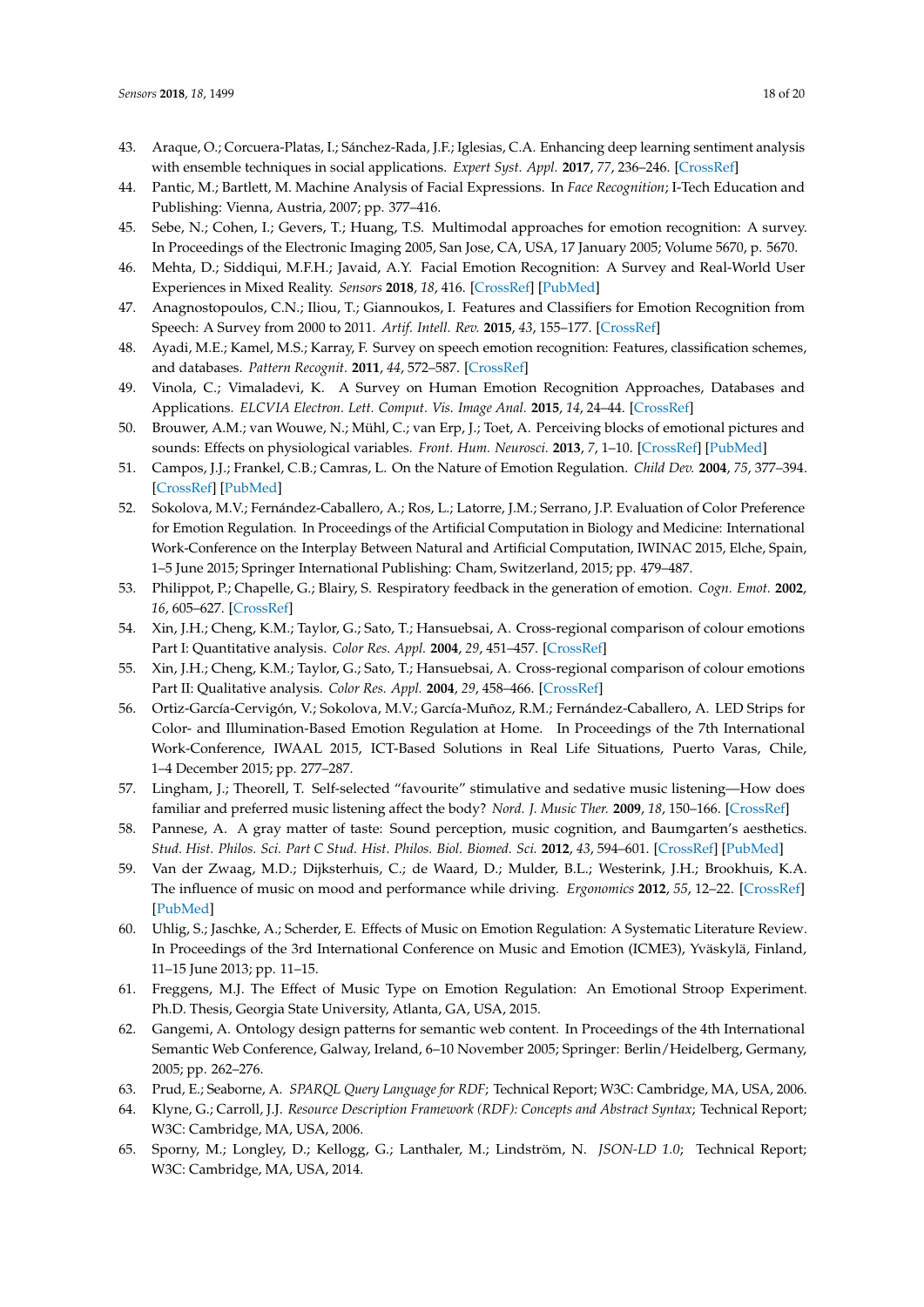43. Araque, O.; Corcuera-Platas, I.; Sánchez-Rada, J.F.; Iglesias, C.A. Enhancing deep learning sentiment analysis with ensemble techniques in social applications. *Expert Syst. Appl.* **2017**, *77*, 236–246. [CrossRef]
44. Pantic, M.; Bartlett, M. Machine Analysis of Facial Expressions. In *Face Recognition*; I-Tech Education and Publishing: Vienna, Austria, 2007; pp. 377–416.
45. Sebe, N.; Cohen, I.; Gevers, T.; Huang, T.S. Multimodal approaches for emotion recognition: A survey. In Proceedings of the Electronic Imaging 2005, San Jose, CA, USA, 17 January 2005; Volume 5670, p. 5670.
46. Mehta, D.; Siddiqui, M.F.H.; Javaid, A.Y. Facial Emotion Recognition: A Survey and Real-World User Experiences in Mixed Reality. *Sensors* **2018**, *18*, 416. [CrossRef] [PubMed]
47. Anagnostopoulos, C.N.; Iliou, T.; Giannoukos, I. Features and Classifiers for Emotion Recognition from Speech: A Survey from 2000 to 2011. *Artif. Intell. Rev.* **2015**, *43*, 155–177. [CrossRef]
48. Ayadi, M.E.; Kamel, M.S.; Karray, F. Survey on speech emotion recognition: Features, classification schemes, and databases. *Pattern Recognit.* **2011**, *44*, 572–587. [CrossRef]
49. Vinola, C.; Vimaladevi, K. A Survey on Human Emotion Recognition Approaches, Databases and Applications. *ELCVIA Electron. Lett. Comput. Vis. Image Anal.* **2015**, *14*, 24–44. [CrossRef]
50. Brouwer, A.M.; van Wouwe, N.; Mühl, C.; van Erp, J.; Toet, A. Perceiving blocks of emotional pictures and sounds: Effects on physiological variables. *Front. Hum. Neurosci.* **2013**, *7*, 1–10. [CrossRef] [PubMed]
51. Campos, J.J.; Frankel, C.B.; Camras, L. On the Nature of Emotion Regulation. *Child Dev.* **2004**, *75*, 377–394. [CrossRef] [PubMed]
52. Sokolova, M.V.; Fernández-Caballero, A.; Ros, L.; Latorre, J.M.; Serrano, J.P. Evaluation of Color Preference for Emotion Regulation. In Proceedings of the Artificial Computation in Biology and Medicine: International Work-Conference on the Interplay Between Natural and Artificial Computation, IWINAC 2015, Elche, Spain, 1–5 June 2015; Springer International Publishing: Cham, Switzerland, 2015; pp. 479–487.
53. Philippot, P.; Chapelle, G.; Blairy, S. Respiratory feedback in the generation of emotion. *Cogn. Emot.* **2002**, *16*, 605–627. [CrossRef]
54. Xin, J.H.; Cheng, K.M.; Taylor, G.; Sato, T.; Hansuebsai, A. Cross-regional comparison of colour emotions Part I: Quantitative analysis. *Color Res. Appl.* **2004**, *29*, 451–457. [CrossRef]
55. Xin, J.H.; Cheng, K.M.; Taylor, G.; Sato, T.; Hansuebsai, A. Cross-regional comparison of colour emotions Part II: Qualitative analysis. *Color Res. Appl.* **2004**, *29*, 458–466. [CrossRef]
56. Ortiz-García-Cervigón, V.; Sokolova, M.V.; García-Muñoz, R.M.; Fernández-Caballero, A. LED Strips for Color- and Illumination-Based Emotion Regulation at Home. In Proceedings of the 7th International Work-Conference, IWAAL 2015, ICT-Based Solutions in Real Life Situations, Puerto Varas, Chile, 1–4 December 2015; pp. 277–287.
57. Lingham, J.; Theorell, T. Self-selected "favourite" stimulative and sedative music listening—How does familiar and preferred music listening affect the body? *Nord. J. Music Ther.* **2009**, *18*, 150–166. [CrossRef]
58. Pannese, A. A gray matter of taste: Sound perception, music cognition, and Baumgarten's aesthetics. *Stud. Hist. Philos. Sci. Part C Stud. Hist. Philos. Biol. Biomed. Sci.* **2012**, *43*, 594–601. [CrossRef] [PubMed]
59. Van der Zwaag, M.D.; Dijksterhuis, C.; de Waard, D.; Mulder, B.L.; Westerink, J.H.; Brookhuis, K.A. The influence of music on mood and performance while driving. *Ergonomics* **2012**, *55*, 12–22. [CrossRef] [PubMed]
60. Uhlig, S.; Jaschke, A.; Scherder, E. Effects of Music on Emotion Regulation: A Systematic Literature Review. In Proceedings of the 3rd International Conference on Music and Emotion (ICME3), Yväskylä, Finland, 11–15 June 2013; pp. 11–15.
61. Freggens, M.J. The Effect of Music Type on Emotion Regulation: An Emotional Stroop Experiment. Ph.D. Thesis, Georgia State University, Atlanta, GA, USA, 2015.
62. Gangemi, A. Ontology design patterns for semantic web content. In Proceedings of the 4th International Semantic Web Conference, Galway, Ireland, 6–10 November 2005; Springer: Berlin/Heidelberg, Germany, 2005; pp. 262–276.
63. Prud, E.; Seaborne, A. *SPARQL Query Language for RDF*; Technical Report; W3C: Cambridge, MA, USA, 2006.
64. Klyne, G.; Carroll, J.J. *Resource Description Framework (RDF): Concepts and Abstract Syntax*; Technical Report; W3C: Cambridge, MA, USA, 2006.
65. Sporny, M.; Longley, D.; Kellogg, G.; Lanthaler, M.; Lindström, N. *JSON-LD 1.0*; Technical Report; W3C: Cambridge, MA, USA, 2014.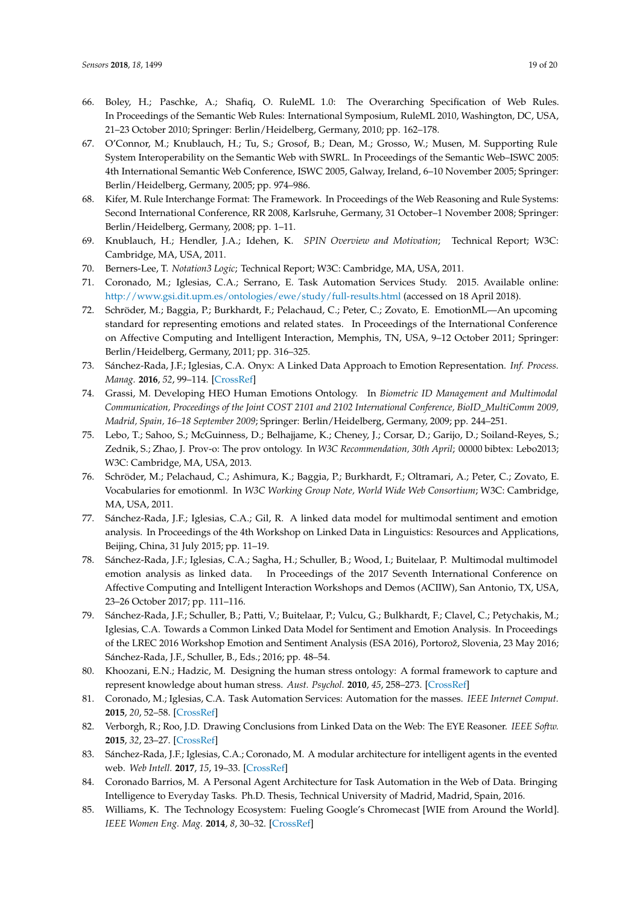66. Boley, H.; Paschke, A.; Shafiq, O. RuleML 1.0: The Overarching Specification of Web Rules. In Proceedings of the Semantic Web Rules: International Symposium, RuleML 2010, Washington, DC, USA, 21–23 October 2010; Springer: Berlin/Heidelberg, Germany, 2010; pp. 162–178.
67. O'Connor, M.; Knublauch, H.; Tu, S.; Grosof, B.; Dean, M.; Grosso, W.; Musen, M. Supporting Rule System Interoperability on the Semantic Web with SWRL. In Proceedings of the Semantic Web–ISWC 2005: 4th International Semantic Web Conference, ISWC 2005, Galway, Ireland, 6–10 November 2005; Springer: Berlin/Heidelberg, Germany, 2005; pp. 974–986.
68. Kifer, M. Rule Interchange Format: The Framework. In Proceedings of the Web Reasoning and Rule Systems: Second International Conference, RR 2008, Karlsruhe, Germany, 31 October–1 November 2008; Springer: Berlin/Heidelberg, Germany, 2008; pp. 1–11.
69. Knublauch, H.; Hendler, J.A.; Idehen, K. *SPIN Overview and Motivation*; Technical Report; W3C: Cambridge, MA, USA, 2011.
70. Berners-Lee, T. *Notation3 Logic*; Technical Report; W3C: Cambridge, MA, USA, 2011.
71. Coronado, M.; Iglesias, C.A.; Serrano, E. Task Automation Services Study. 2015. Available online: http://www.gsi.dit.upm.es/ontologies/ewe/study/full-results.html (accessed on 18 April 2018).
72. Schröder, M.; Baggia, P.; Burkhardt, F.; Pelachaud, C.; Peter, C.; Zovato, E. EmotionML—An upcoming standard for representing emotions and related states. In Proceedings of the International Conference on Affective Computing and Intelligent Interaction, Memphis, TN, USA, 9–12 October 2011; Springer: Berlin/Heidelberg, Germany, 2011; pp. 316–325.
73. Sánchez-Rada, J.F.; Iglesias, C.A. Onyx: A Linked Data Approach to Emotion Representation. *Inf. Process. Manag.* **2016**, *52*, 99–114. [CrossRef]
74. Grassi, M. Developing HEO Human Emotions Ontology. In *Biometric ID Management and Multimodal Communication, Proceedings of the Joint COST 2101 and 2102 International Conference, BioID_MultiComm 2009, Madrid, Spain, 16–18 September 2009*; Springer: Berlin/Heidelberg, Germany, 2009; pp. 244–251.
75. Lebo, T.; Sahoo, S.; McGuinness, D.; Belhajjame, K.; Cheney, J.; Corsar, D.; Garijo, D.; Soiland-Reyes, S.; Zednik, S.; Zhao, J. Prov-o: The prov ontology. In *W3C Recommendation, 30th April*; 00000 bibtex: Lebo2013; W3C: Cambridge, MA, USA, 2013.
76. Schröder, M.; Pelachaud, C.; Ashimura, K.; Baggia, P.; Burkhardt, F.; Oltramari, A.; Peter, C.; Zovato, E. Vocabularies for emotionml. In *W3C Working Group Note, World Wide Web Consortium*; W3C: Cambridge, MA, USA, 2011.
77. Sánchez-Rada, J.F.; Iglesias, C.A.; Gil, R. A linked data model for multimodal sentiment and emotion analysis. In Proceedings of the 4th Workshop on Linked Data in Linguistics: Resources and Applications, Beijing, China, 31 July 2015; pp. 11–19.
78. Sánchez-Rada, J.F.; Iglesias, C.A.; Sagha, H.; Schuller, B.; Wood, I.; Buitelaar, P. Multimodal multimodel emotion analysis as linked data. In Proceedings of the 2017 Seventh International Conference on Affective Computing and Intelligent Interaction Workshops and Demos (ACIIW), San Antonio, TX, USA, 23–26 October 2017; pp. 111–116.
79. Sánchez-Rada, J.F.; Schuller, B.; Patti, V.; Buitelaar, P.; Vulcu, G.; Bulkhardt, F.; Clavel, C.; Petychakis, M.; Iglesias, C.A. Towards a Common Linked Data Model for Sentiment and Emotion Analysis. In Proceedings of the LREC 2016 Workshop Emotion and Sentiment Analysis (ESA 2016), Portorož, Slovenia, 23 May 2016; Sánchez-Rada, J.F., Schuller, B., Eds.; 2016; pp. 48–54.
80. Khoozani, E.N.; Hadzic, M. Designing the human stress ontology: A formal framework to capture and represent knowledge about human stress. *Aust. Psychol.* **2010**, *45*, 258–273. [CrossRef]
81. Coronado, M.; Iglesias, C.A. Task Automation Services: Automation for the masses. *IEEE Internet Comput.* **2015**, *20*, 52–58. [CrossRef]
82. Verborgh, R.; Roo, J.D. Drawing Conclusions from Linked Data on the Web: The EYE Reasoner. *IEEE Softw.* **2015**, *32*, 23–27. [CrossRef]
83. Sánchez-Rada, J.F.; Iglesias, C.A.; Coronado, M. A modular architecture for intelligent agents in the evented web. *Web Intell.* **2017**, *15*, 19–33. [CrossRef]
84. Coronado Barrios, M. A Personal Agent Architecture for Task Automation in the Web of Data. Bringing Intelligence to Everyday Tasks. Ph.D. Thesis, Technical University of Madrid, Madrid, Spain, 2016.
85. Williams, K. The Technology Ecosystem: Fueling Google's Chromecast [WIE from Around the World]. *IEEE Women Eng. Mag.* **2014**, *8*, 30–32. [CrossRef]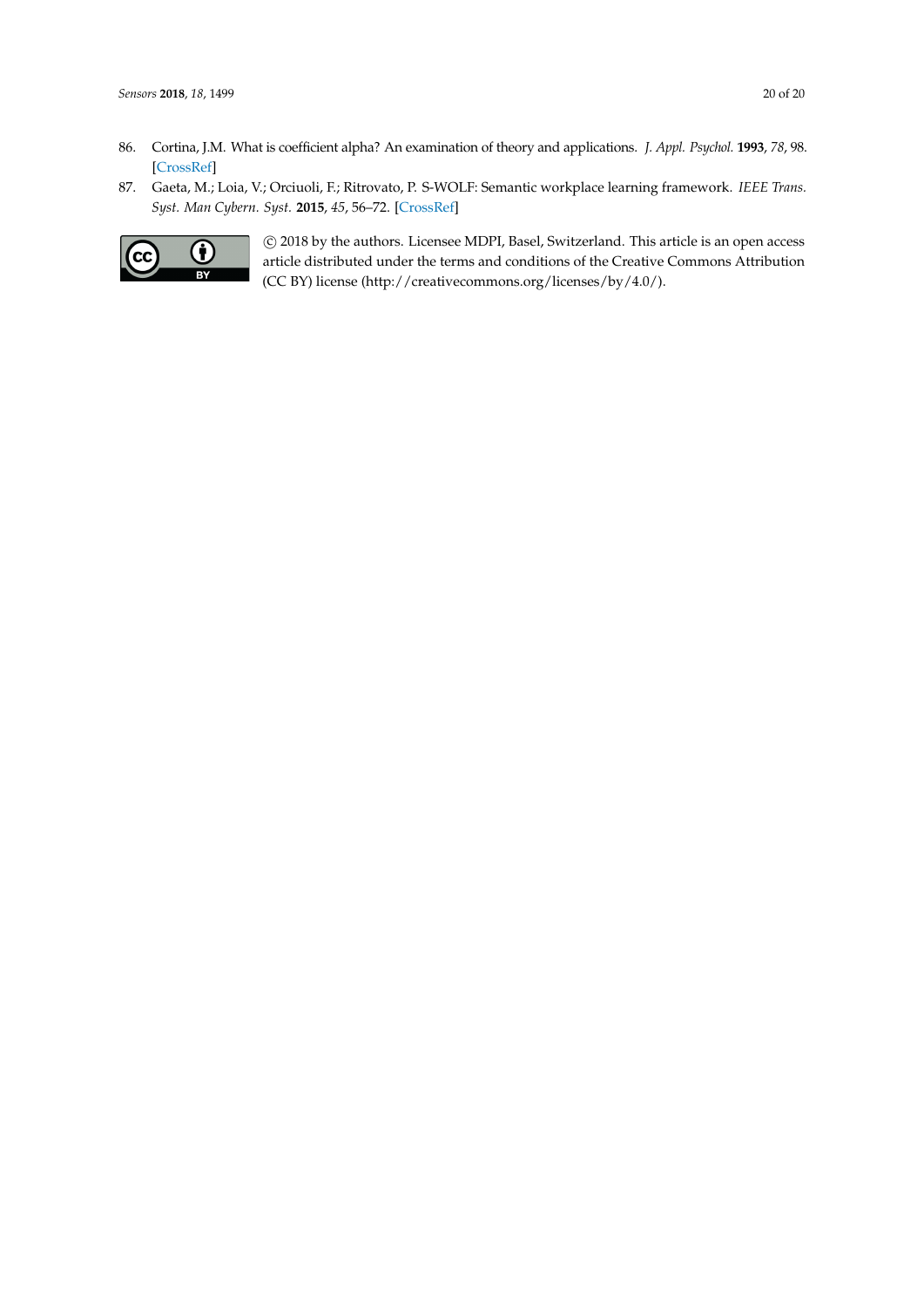86. Cortina, J.M. What is coefficient alpha? An examination of theory and applications. *J. Appl. Psychol.* **1993**, *78*, 98. [CrossRef]
87. Gaeta, M.; Loia, V.; Orciuoli, F.; Ritrovato, P. S-WOLF: Semantic workplace learning framework. *IEEE Trans. Syst. Man Cybern. Syst.* **2015**, *45*, 56–72. [CrossRef]

© 2018 by the authors. Licensee MDPI, Basel, Switzerland. This article is an open access article distributed under the terms and conditions of the Creative Commons Attribution (CC BY) license (http://creativecommons.org/licenses/by/4.0/).